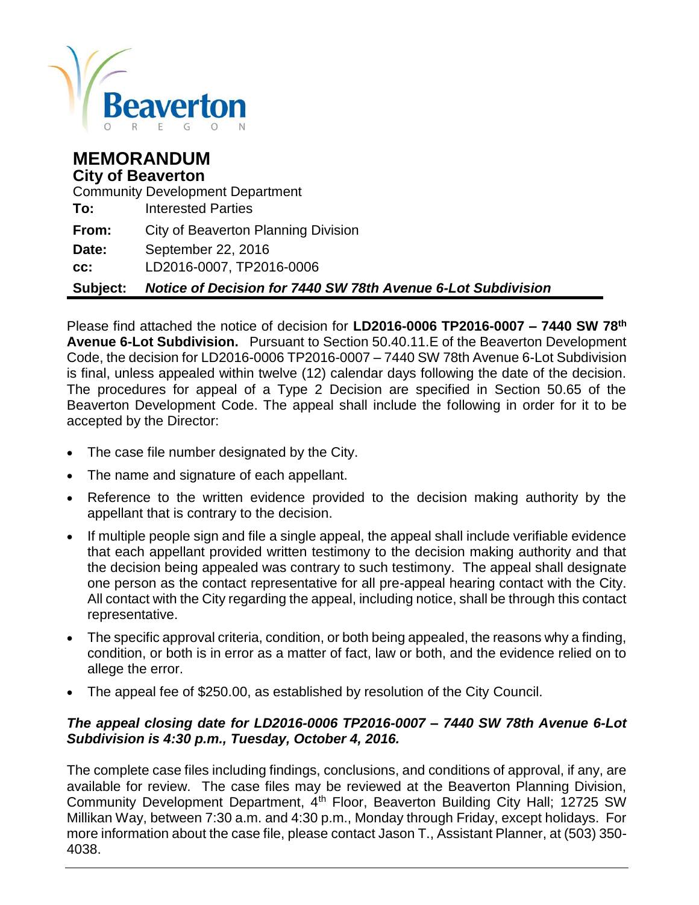Beaverton
OREGON

# MEMORANDUM

## City of Beaverton

Community Development Department

**To:** Interested Parties

**From:** City of Beaverton Planning Division

**Date:** September 22, 2016

**cc:** LD2016-0007, TP2016-0006

**Subject:** ***Notice of Decision for 7440 SW 78th Avenue 6-Lot Subdivision***

Please find attached the notice of decision for **LD2016-0006 TP2016-0007 – 7440 SW 78th Avenue 6-Lot Subdivision.** Pursuant to Section 50.40.11.E of the Beaverton Development Code, the decision for LD2016-0006 TP2016-0007 – 7440 SW 78th Avenue 6-Lot Subdivision is final, unless appealed within twelve (12) calendar days following the date of the decision. The procedures for appeal of a Type 2 Decision are specified in Section 50.65 of the Beaverton Development Code. The appeal shall include the following in order for it to be accepted by the Director:

- The case file number designated by the City.
- The name and signature of each appellant.
- Reference to the written evidence provided to the decision making authority by the appellant that is contrary to the decision.
- If multiple people sign and file a single appeal, the appeal shall include verifiable evidence that each appellant provided written testimony to the decision making authority and that the decision being appealed was contrary to such testimony. The appeal shall designate one person as the contact representative for all pre-appeal hearing contact with the City. All contact with the City regarding the appeal, including notice, shall be through this contact representative.
- The specific approval criteria, condition, or both being appealed, the reasons why a finding, condition, or both is in error as a matter of fact, law or both, and the evidence relied on to allege the error.
- The appeal fee of $250.00, as established by resolution of the City Council.

***The appeal closing date for LD2016-0006 TP2016-0007 – 7440 SW 78th Avenue 6-Lot Subdivision is 4:30 p.m., Tuesday, October 4, 2016.***

The complete case files including findings, conclusions, and conditions of approval, if any, are available for review. The case files may be reviewed at the Beaverton Planning Division, Community Development Department, 4th Floor, Beaverton Building City Hall; 12725 SW Millikan Way, between 7:30 a.m. and 4:30 p.m., Monday through Friday, except holidays. For more information about the case file, please contact Jason T., Assistant Planner, at (503) 350-4038.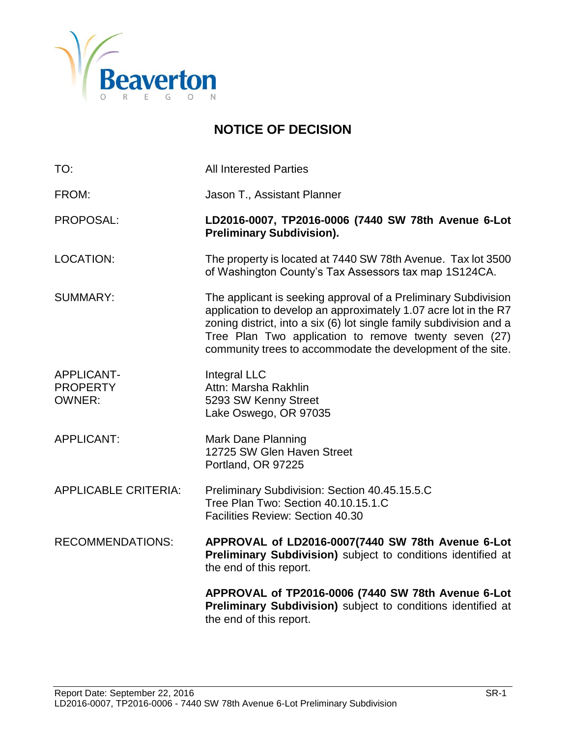# NOTICE OF DECISION

| | |
|---|---|
| TO: | All Interested Parties |
| FROM: | Jason T., Assistant Planner |
| PROPOSAL: | **LD2016-0007, TP2016-0006 (7440 SW 78th Avenue 6-Lot Preliminary Subdivision).** |
| LOCATION: | The property is located at 7440 SW 78th Avenue. Tax lot 3500 of Washington County's Tax Assessors tax map 1S124CA. |
| SUMMARY: | The applicant is seeking approval of a Preliminary Subdivision application to develop an approximately 1.07 acre lot in the R7 zoning district, into a six (6) lot single family subdivision and a Tree Plan Two application to remove twenty seven (27) community trees to accommodate the development of the site. |
| APPLICANT-PROPERTY OWNER: | Integral LLC<br>Attn: Marsha Rakhlin<br>5293 SW Kenny Street<br>Lake Oswego, OR 97035 |
| APPLICANT: | Mark Dane Planning<br>12725 SW Glen Haven Street<br>Portland, OR 97225 |
| APPLICABLE CRITERIA: | Preliminary Subdivision: Section 40.45.15.5.C<br>Tree Plan Two: Section 40.10.15.1.C<br>Facilities Review: Section 40.30 |
| RECOMMENDATIONS: | **APPROVAL of LD2016-0007(7440 SW 78th Avenue 6-Lot Preliminary Subdivision)** subject to conditions identified at the end of this report.<br><br>**APPROVAL of TP2016-0006 (7440 SW 78th Avenue 6-Lot Preliminary Subdivision)** subject to conditions identified at the end of this report. |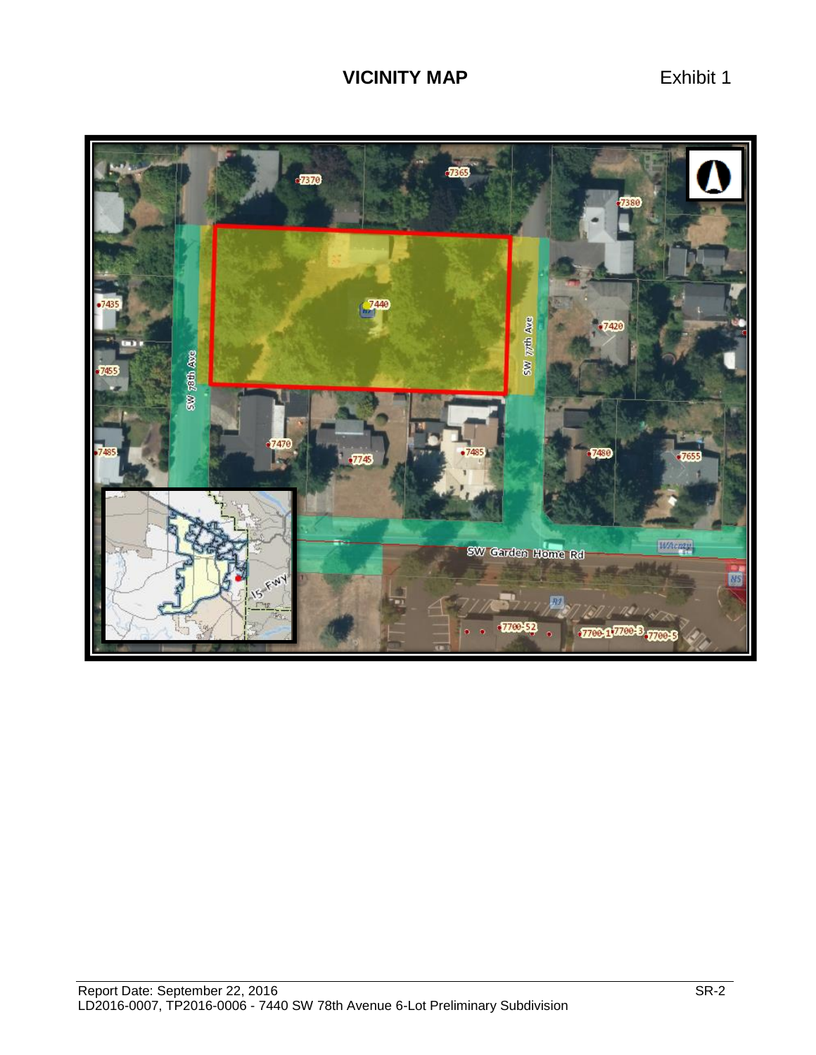# VICINITY MAP

Exhibit 1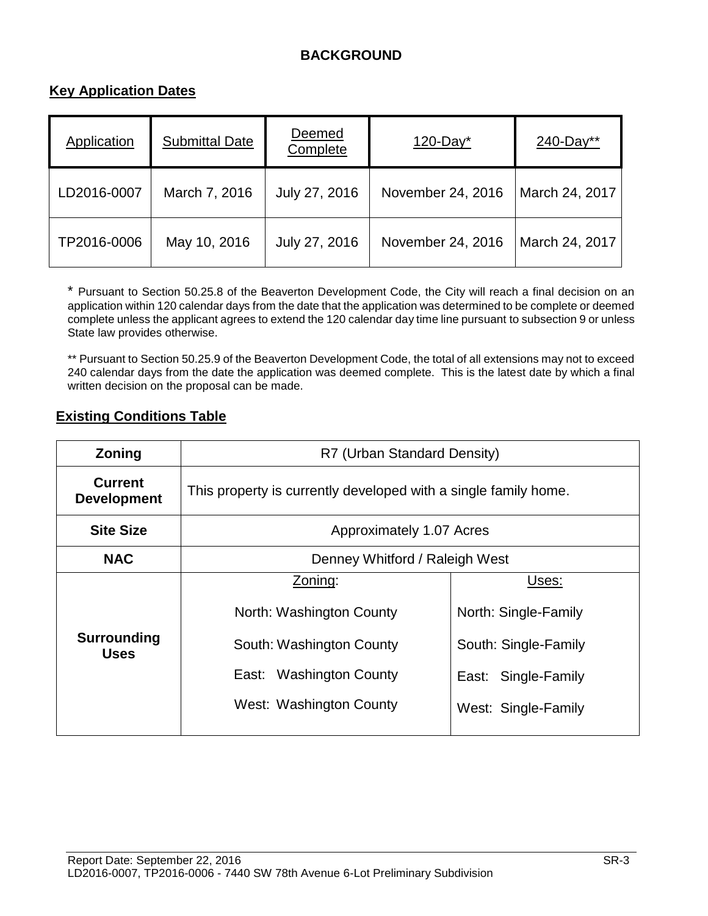# BACKGROUND

## Key Application Dates

| Application | Submittal Date | Deemed Complete | 120-Day* | 240-Day** |
|---|---|---|---|---|
| LD2016-0007 | March 7, 2016 | July 27, 2016 | November 24, 2016 | March 24, 2017 |
| TP2016-0006 | May 10, 2016 | July 27, 2016 | November 24, 2016 | March 24, 2017 |

* Pursuant to Section 50.25.8 of the Beaverton Development Code, the City will reach a final decision on an application within 120 calendar days from the date that the application was determined to be complete or deemed complete unless the applicant agrees to extend the 120 calendar day time line pursuant to subsection 9 or unless State law provides otherwise.

** Pursuant to Section 50.25.9 of the Beaverton Development Code, the total of all extensions may not to exceed 240 calendar days from the date the application was deemed complete. This is the latest date by which a final written decision on the proposal can be made.

## Existing Conditions Table

| **Zoning** | R7 (Urban Standard Density) | |
|---|---|---|
| **Current Development** | This property is currently developed with a single family home. | |
| **Site Size** | Approximately 1.07 Acres | |
| **NAC** | Denney Whitford / Raleigh West | |
| **Surrounding Uses** | Zoning:<br>North: Washington County<br>South: Washington County<br>East: Washington County<br>West: Washington County | Uses:<br>North: Single-Family<br>South: Single-Family<br>East: Single-Family<br>West: Single-Family |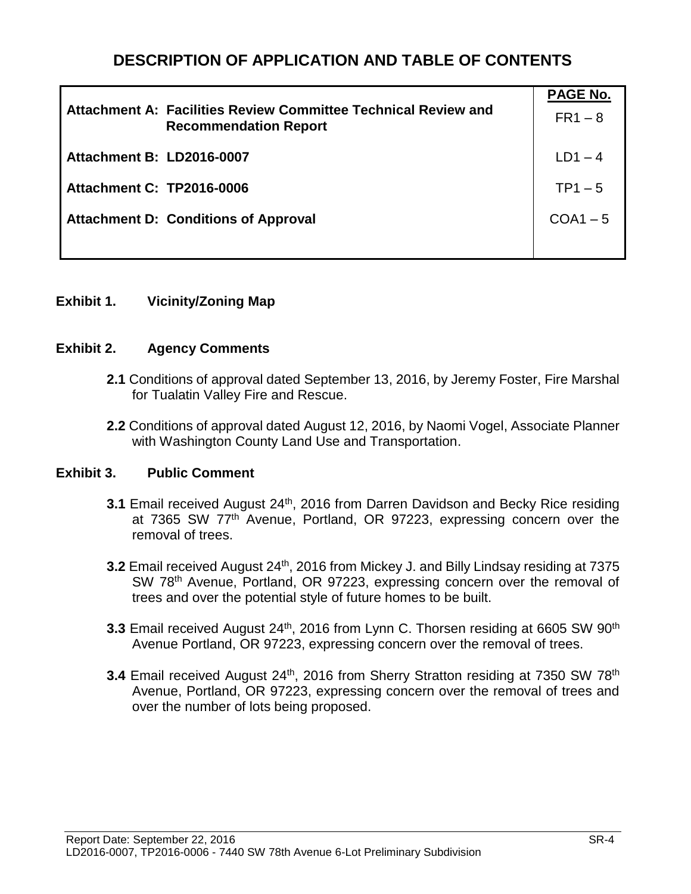# DESCRIPTION OF APPLICATION AND TABLE OF CONTENTS

| | PAGE No. |
|---|---|
| **Attachment A: Facilities Review Committee Technical Review and Recommendation Report** | FR1 – 8 |
| **Attachment B: LD2016-0007** | LD1 – 4 |
| **Attachment C: TP2016-0006** | TP1 – 5 |
| **Attachment D: Conditions of Approval** | COA1 – 5 |

**Exhibit 1. Vicinity/Zoning Map**

**Exhibit 2. Agency Comments**

**2.1** Conditions of approval dated September 13, 2016, by Jeremy Foster, Fire Marshal for Tualatin Valley Fire and Rescue.

**2.2** Conditions of approval dated August 12, 2016, by Naomi Vogel, Associate Planner with Washington County Land Use and Transportation.

**Exhibit 3. Public Comment**

**3.1** Email received August 24th, 2016 from Darren Davidson and Becky Rice residing at 7365 SW 77th Avenue, Portland, OR 97223, expressing concern over the removal of trees.

**3.2** Email received August 24th, 2016 from Mickey J. and Billy Lindsay residing at 7375 SW 78th Avenue, Portland, OR 97223, expressing concern over the removal of trees and over the potential style of future homes to be built.

**3.3** Email received August 24th, 2016 from Lynn C. Thorsen residing at 6605 SW 90th Avenue Portland, OR 97223, expressing concern over the removal of trees.

**3.4** Email received August 24th, 2016 from Sherry Stratton residing at 7350 SW 78th Avenue, Portland, OR 97223, expressing concern over the removal of trees and over the number of lots being proposed.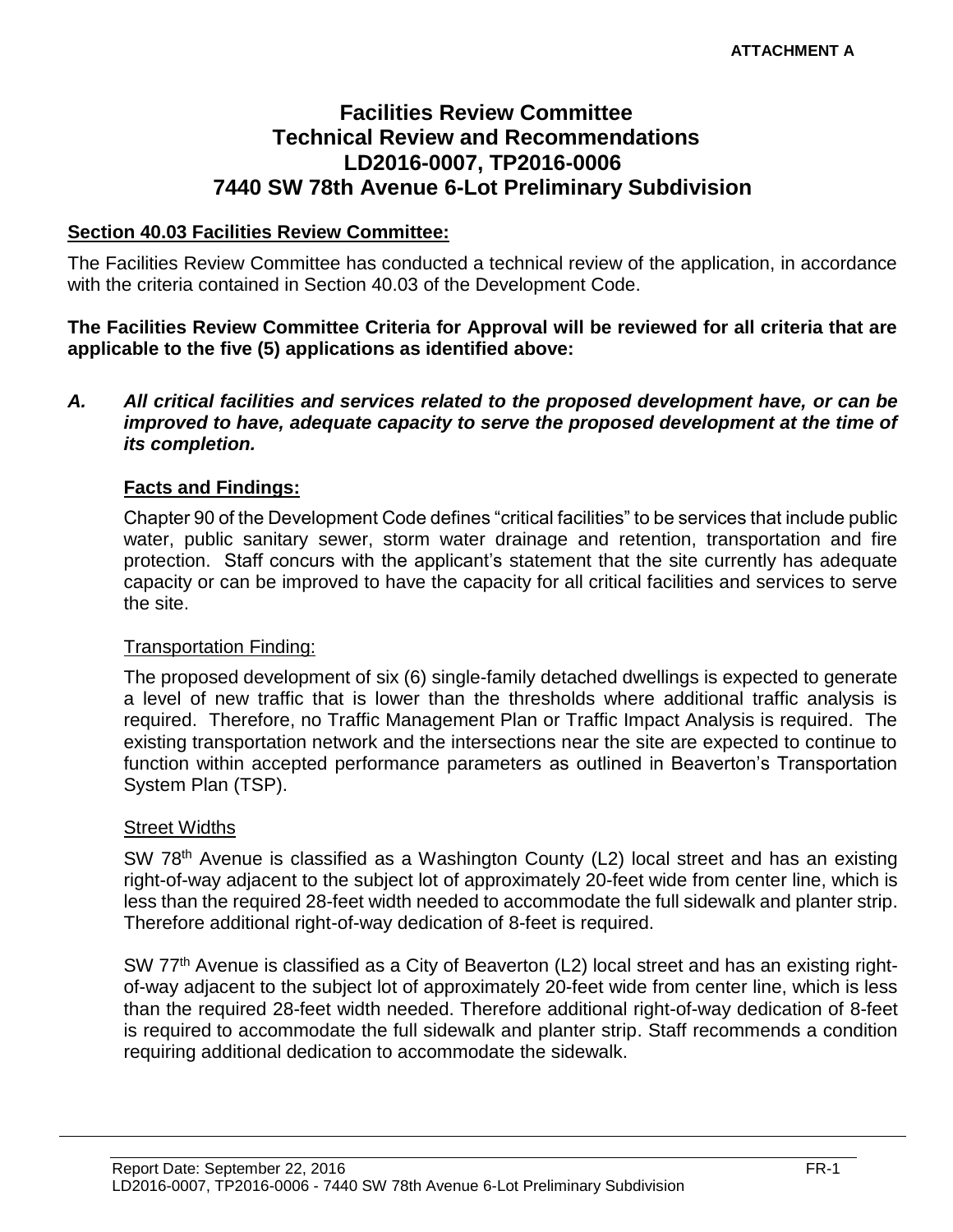ATTACHMENT A

# Facilities Review Committee Technical Review and Recommendations LD2016-0007, TP2016-0006 7440 SW 78th Avenue 6-Lot Preliminary Subdivision

## Section 40.03 Facilities Review Committee:

The Facilities Review Committee has conducted a technical review of the application, in accordance with the criteria contained in Section 40.03 of the Development Code.

**The Facilities Review Committee Criteria for Approval will be reviewed for all criteria that are applicable to the five (5) applications as identified above:**

***A. All critical facilities and services related to the proposed development have, or can be improved to have, adequate capacity to serve the proposed development at the time of its completion.***

**Facts and Findings:**

Chapter 90 of the Development Code defines "critical facilities" to be services that include public water, public sanitary sewer, storm water drainage and retention, transportation and fire protection. Staff concurs with the applicant's statement that the site currently has adequate capacity or can be improved to have the capacity for all critical facilities and services to serve the site.

Transportation Finding:

The proposed development of six (6) single-family detached dwellings is expected to generate a level of new traffic that is lower than the thresholds where additional traffic analysis is required. Therefore, no Traffic Management Plan or Traffic Impact Analysis is required. The existing transportation network and the intersections near the site are expected to continue to function within accepted performance parameters as outlined in Beaverton's Transportation System Plan (TSP).

Street Widths

SW 78th Avenue is classified as a Washington County (L2) local street and has an existing right-of-way adjacent to the subject lot of approximately 20-feet wide from center line, which is less than the required 28-feet width needed to accommodate the full sidewalk and planter strip. Therefore additional right-of-way dedication of 8-feet is required.

SW 77th Avenue is classified as a City of Beaverton (L2) local street and has an existing right-of-way adjacent to the subject lot of approximately 20-feet wide from center line, which is less than the required 28-feet width needed. Therefore additional right-of-way dedication of 8-feet is required to accommodate the full sidewalk and planter strip. Staff recommends a condition requiring additional dedication to accommodate the sidewalk.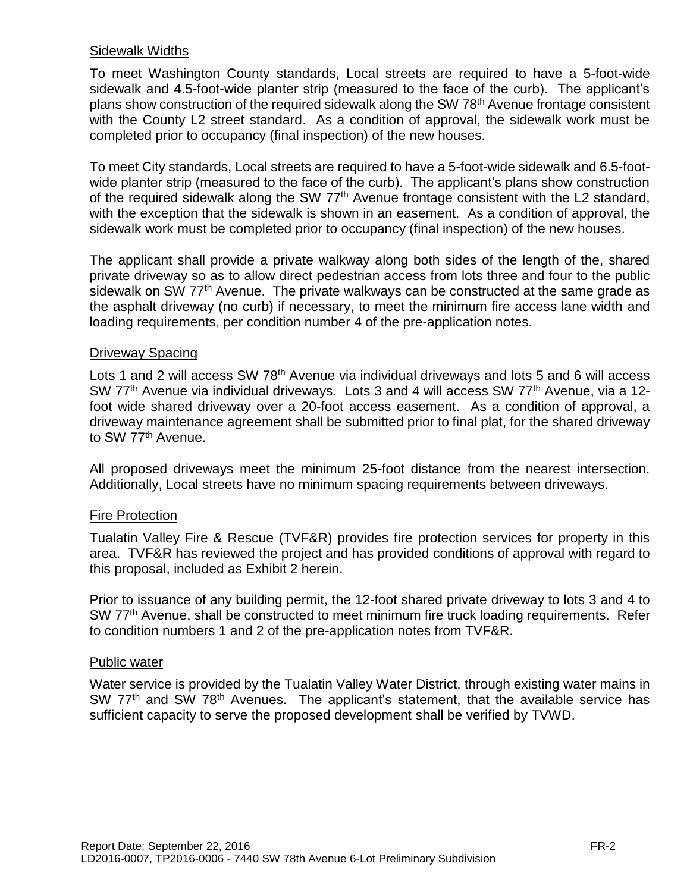### Sidewalk Widths

To meet Washington County standards, Local streets are required to have a 5-foot-wide sidewalk and 4.5-foot-wide planter strip (measured to the face of the curb). The applicant's plans show construction of the required sidewalk along the SW 78th Avenue frontage consistent with the County L2 street standard. As a condition of approval, the sidewalk work must be completed prior to occupancy (final inspection) of the new houses.

To meet City standards, Local streets are required to have a 5-foot-wide sidewalk and 6.5-foot-wide planter strip (measured to the face of the curb). The applicant's plans show construction of the required sidewalk along the SW 77th Avenue frontage consistent with the L2 standard, with the exception that the sidewalk is shown in an easement. As a condition of approval, the sidewalk work must be completed prior to occupancy (final inspection) of the new houses.

The applicant shall provide a private walkway along both sides of the length of the, shared private driveway so as to allow direct pedestrian access from lots three and four to the public sidewalk on SW 77th Avenue. The private walkways can be constructed at the same grade as the asphalt driveway (no curb) if necessary, to meet the minimum fire access lane width and loading requirements, per condition number 4 of the pre-application notes.

### Driveway Spacing

Lots 1 and 2 will access SW 78th Avenue via individual driveways and lots 5 and 6 will access SW 77th Avenue via individual driveways. Lots 3 and 4 will access SW 77th Avenue, via a 12-foot wide shared driveway over a 20-foot access easement. As a condition of approval, a driveway maintenance agreement shall be submitted prior to final plat, for the shared driveway to SW 77th Avenue.

All proposed driveways meet the minimum 25-foot distance from the nearest intersection. Additionally, Local streets have no minimum spacing requirements between driveways.

### Fire Protection

Tualatin Valley Fire & Rescue (TVF&R) provides fire protection services for property in this area. TVF&R has reviewed the project and has provided conditions of approval with regard to this proposal, included as Exhibit 2 herein.

Prior to issuance of any building permit, the 12-foot shared private driveway to lots 3 and 4 to SW 77th Avenue, shall be constructed to meet minimum fire truck loading requirements. Refer to condition numbers 1 and 2 of the pre-application notes from TVF&R.

### Public water

Water service is provided by the Tualatin Valley Water District, through existing water mains in SW 77th and SW 78th Avenues. The applicant's statement, that the available service has sufficient capacity to serve the proposed development shall be verified by TVWD.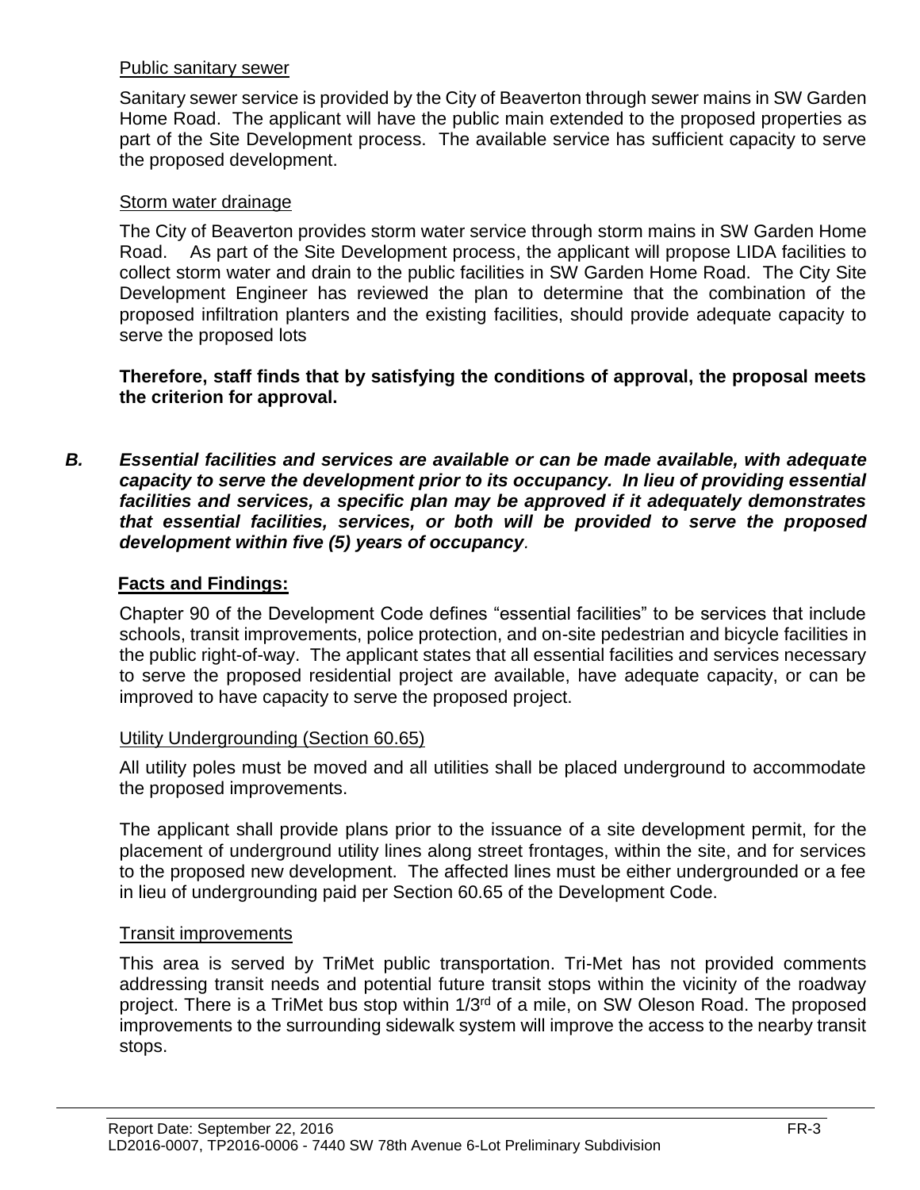Public sanitary sewer

Sanitary sewer service is provided by the City of Beaverton through sewer mains in SW Garden Home Road. The applicant will have the public main extended to the proposed properties as part of the Site Development process. The available service has sufficient capacity to serve the proposed development.

Storm water drainage

The City of Beaverton provides storm water service through storm mains in SW Garden Home Road. As part of the Site Development process, the applicant will propose LIDA facilities to collect storm water and drain to the public facilities in SW Garden Home Road. The City Site Development Engineer has reviewed the plan to determine that the combination of the proposed infiltration planters and the existing facilities, should provide adequate capacity to serve the proposed lots

**Therefore, staff finds that by satisfying the conditions of approval, the proposal meets the criterion for approval.**

***B. Essential facilities and services are available or can be made available, with adequate capacity to serve the development prior to its occupancy. In lieu of providing essential facilities and services, a specific plan may be approved if it adequately demonstrates that essential facilities, services, or both will be provided to serve the proposed development within five (5) years of occupancy.***

**Facts and Findings:**

Chapter 90 of the Development Code defines "essential facilities" to be services that include schools, transit improvements, police protection, and on-site pedestrian and bicycle facilities in the public right-of-way. The applicant states that all essential facilities and services necessary to serve the proposed residential project are available, have adequate capacity, or can be improved to have capacity to serve the proposed project.

Utility Undergrounding (Section 60.65)

All utility poles must be moved and all utilities shall be placed underground to accommodate the proposed improvements.

The applicant shall provide plans prior to the issuance of a site development permit, for the placement of underground utility lines along street frontages, within the site, and for services to the proposed new development. The affected lines must be either undergrounded or a fee in lieu of undergrounding paid per Section 60.65 of the Development Code.

Transit improvements

This area is served by TriMet public transportation. Tri-Met has not provided comments addressing transit needs and potential future transit stops within the vicinity of the roadway project. There is a TriMet bus stop within 1/3rd of a mile, on SW Oleson Road. The proposed improvements to the surrounding sidewalk system will improve the access to the nearby transit stops.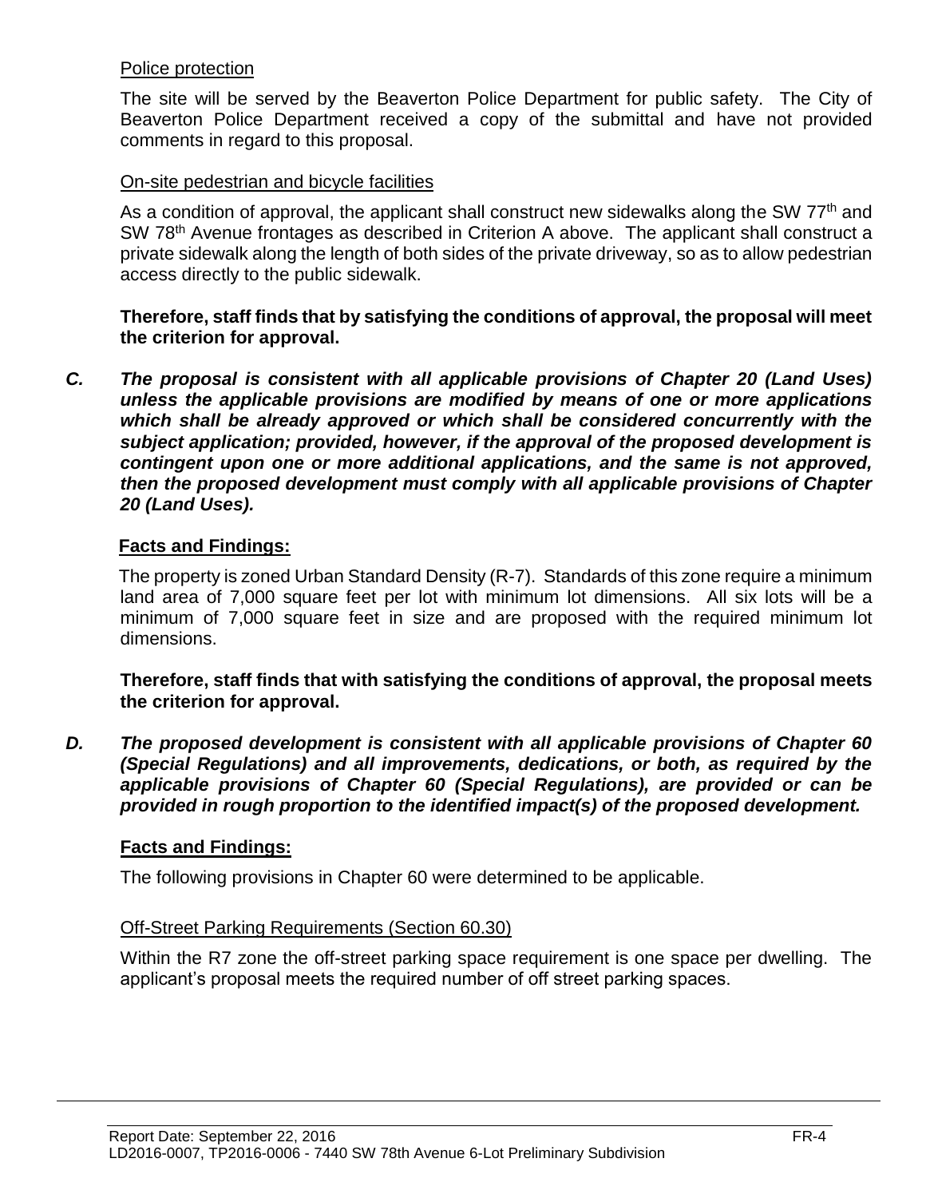Police protection

The site will be served by the Beaverton Police Department for public safety. The City of Beaverton Police Department received a copy of the submittal and have not provided comments in regard to this proposal.

On-site pedestrian and bicycle facilities

As a condition of approval, the applicant shall construct new sidewalks along the SW 77th and SW 78th Avenue frontages as described in Criterion A above. The applicant shall construct a private sidewalk along the length of both sides of the private driveway, so as to allow pedestrian access directly to the public sidewalk.

**Therefore, staff finds that by satisfying the conditions of approval, the proposal will meet the criterion for approval.**

***C. The proposal is consistent with all applicable provisions of Chapter 20 (Land Uses) unless the applicable provisions are modified by means of one or more applications which shall be already approved or which shall be considered concurrently with the subject application; provided, however, if the approval of the proposed development is contingent upon one or more additional applications, and the same is not approved, then the proposed development must comply with all applicable provisions of Chapter 20 (Land Uses).***

**Facts and Findings:**

The property is zoned Urban Standard Density (R-7). Standards of this zone require a minimum land area of 7,000 square feet per lot with minimum lot dimensions. All six lots will be a minimum of 7,000 square feet in size and are proposed with the required minimum lot dimensions.

**Therefore, staff finds that with satisfying the conditions of approval, the proposal meets the criterion for approval.**

***D. The proposed development is consistent with all applicable provisions of Chapter 60 (Special Regulations) and all improvements, dedications, or both, as required by the applicable provisions of Chapter 60 (Special Regulations), are provided or can be provided in rough proportion to the identified impact(s) of the proposed development.***

**Facts and Findings:**

The following provisions in Chapter 60 were determined to be applicable.

Off-Street Parking Requirements (Section 60.30)

Within the R7 zone the off-street parking space requirement is one space per dwelling. The applicant's proposal meets the required number of off street parking spaces.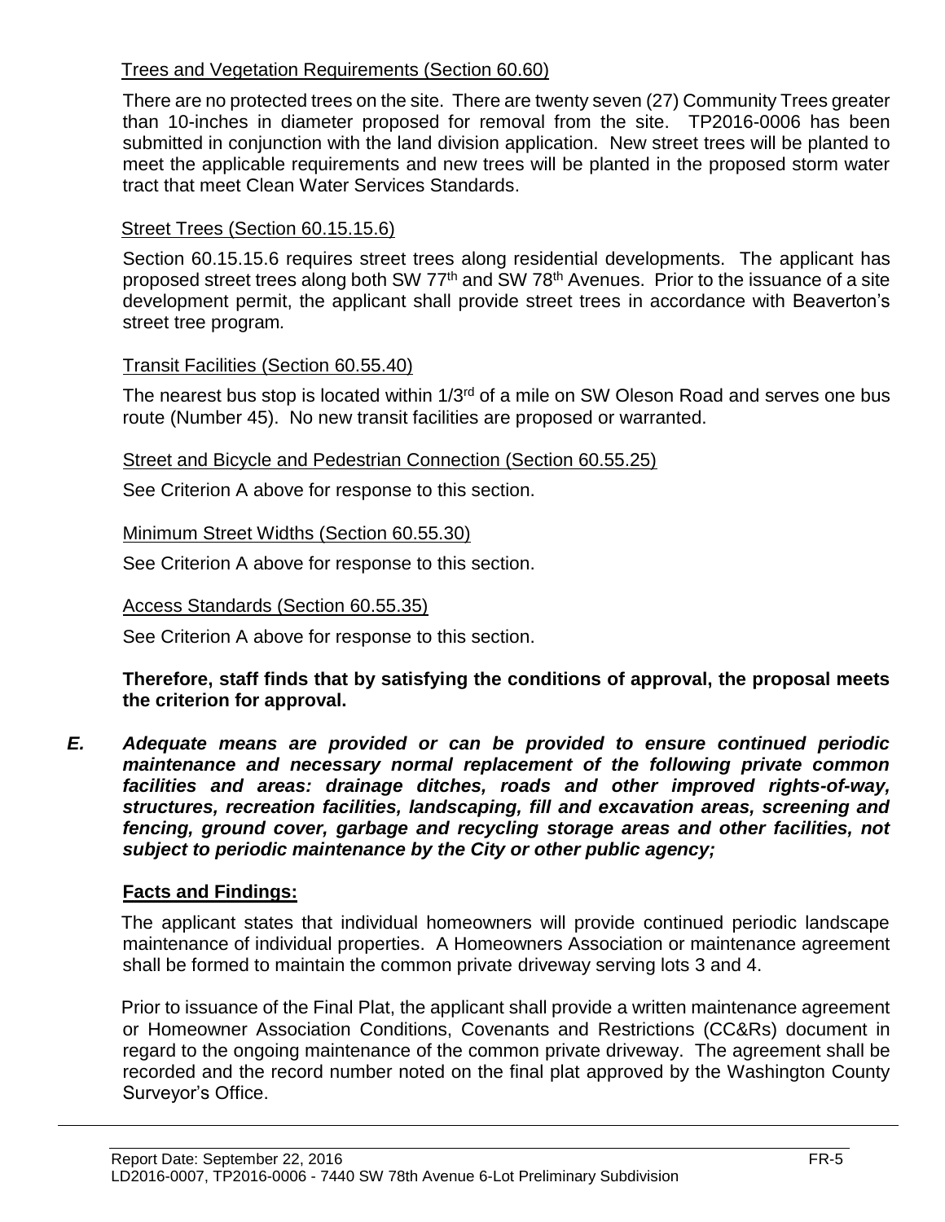Trees and Vegetation Requirements (Section 60.60)

There are no protected trees on the site. There are twenty seven (27) Community Trees greater than 10-inches in diameter proposed for removal from the site. TP2016-0006 has been submitted in conjunction with the land division application. New street trees will be planted to meet the applicable requirements and new trees will be planted in the proposed storm water tract that meet Clean Water Services Standards.

Street Trees (Section 60.15.15.6)

Section 60.15.15.6 requires street trees along residential developments. The applicant has proposed street trees along both SW 77th and SW 78th Avenues. Prior to the issuance of a site development permit, the applicant shall provide street trees in accordance with Beaverton's street tree program.

Transit Facilities (Section 60.55.40)

The nearest bus stop is located within 1/3rd of a mile on SW Oleson Road and serves one bus route (Number 45). No new transit facilities are proposed or warranted.

Street and Bicycle and Pedestrian Connection (Section 60.55.25)

See Criterion A above for response to this section.

Minimum Street Widths (Section 60.55.30)

See Criterion A above for response to this section.

Access Standards (Section 60.55.35)

See Criterion A above for response to this section.

**Therefore, staff finds that by satisfying the conditions of approval, the proposal meets the criterion for approval.**

***E. Adequate means are provided or can be provided to ensure continued periodic maintenance and necessary normal replacement of the following private common facilities and areas: drainage ditches, roads and other improved rights-of-way, structures, recreation facilities, landscaping, fill and excavation areas, screening and fencing, ground cover, garbage and recycling storage areas and other facilities, not subject to periodic maintenance by the City or other public agency;***

**Facts and Findings:**

The applicant states that individual homeowners will provide continued periodic landscape maintenance of individual properties. A Homeowners Association or maintenance agreement shall be formed to maintain the common private driveway serving lots 3 and 4.

Prior to issuance of the Final Plat, the applicant shall provide a written maintenance agreement or Homeowner Association Conditions, Covenants and Restrictions (CC&Rs) document in regard to the ongoing maintenance of the common private driveway. The agreement shall be recorded and the record number noted on the final plat approved by the Washington County Surveyor's Office.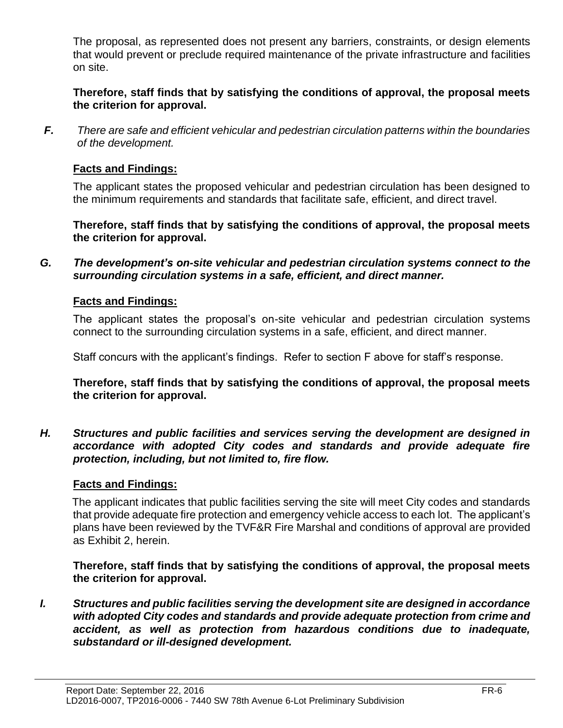The proposal, as represented does not present any barriers, constraints, or design elements that would prevent or preclude required maintenance of the private infrastructure and facilities on site.

**Therefore, staff finds that by satisfying the conditions of approval, the proposal meets the criterion for approval.**

***F.*** *There are safe and efficient vehicular and pedestrian circulation patterns within the boundaries of the development.*

**Facts and Findings:**

The applicant states the proposed vehicular and pedestrian circulation has been designed to the minimum requirements and standards that facilitate safe, efficient, and direct travel.

**Therefore, staff finds that by satisfying the conditions of approval, the proposal meets the criterion for approval.**

***G. The development's on-site vehicular and pedestrian circulation systems connect to the surrounding circulation systems in a safe, efficient, and direct manner.***

**Facts and Findings:**

The applicant states the proposal's on-site vehicular and pedestrian circulation systems connect to the surrounding circulation systems in a safe, efficient, and direct manner.

Staff concurs with the applicant's findings. Refer to section F above for staff's response.

**Therefore, staff finds that by satisfying the conditions of approval, the proposal meets the criterion for approval.**

***H. Structures and public facilities and services serving the development are designed in accordance with adopted City codes and standards and provide adequate fire protection, including, but not limited to, fire flow.***

**Facts and Findings:**

The applicant indicates that public facilities serving the site will meet City codes and standards that provide adequate fire protection and emergency vehicle access to each lot. The applicant's plans have been reviewed by the TVF&R Fire Marshal and conditions of approval are provided as Exhibit 2, herein.

**Therefore, staff finds that by satisfying the conditions of approval, the proposal meets the criterion for approval.**

***I. Structures and public facilities serving the development site are designed in accordance with adopted City codes and standards and provide adequate protection from crime and accident, as well as protection from hazardous conditions due to inadequate, substandard or ill-designed development.***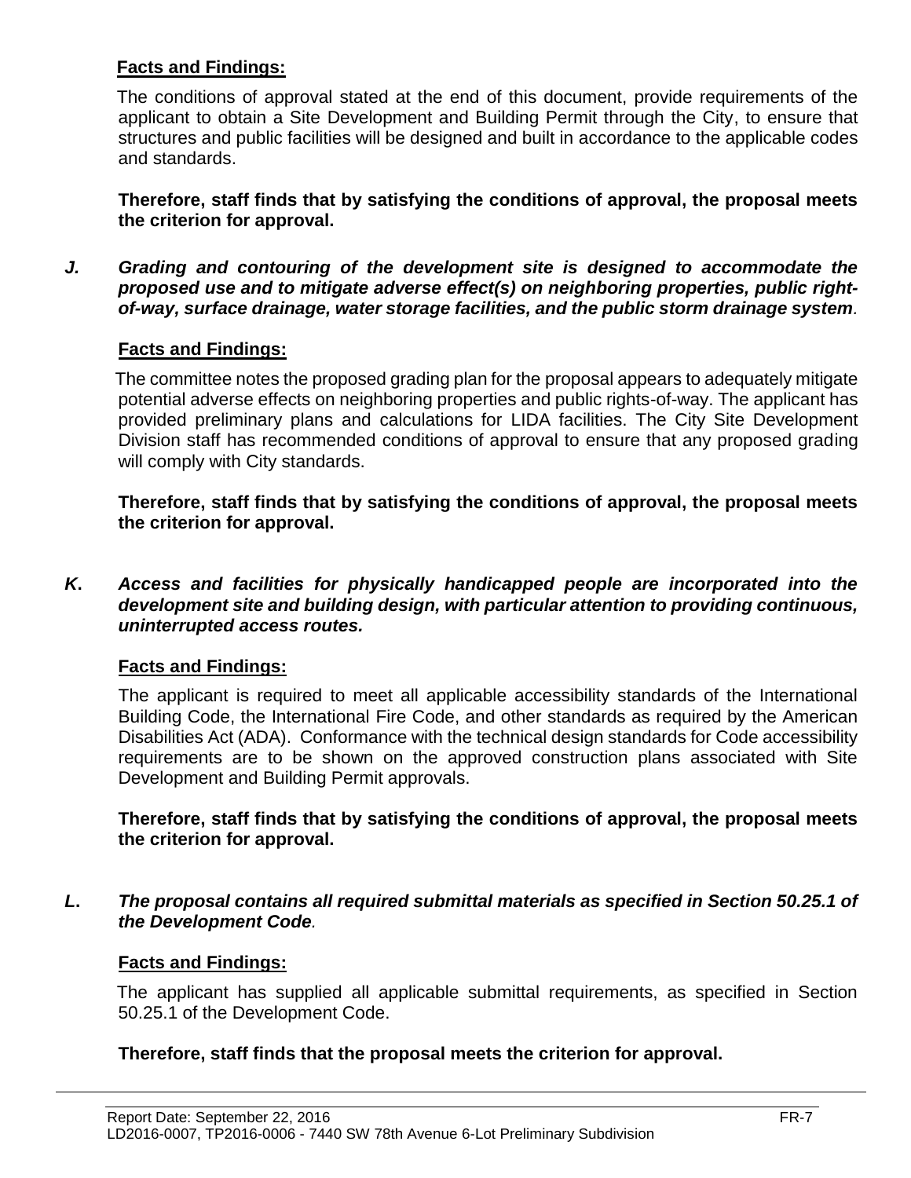**Facts and Findings:**

The conditions of approval stated at the end of this document, provide requirements of the applicant to obtain a Site Development and Building Permit through the City, to ensure that structures and public facilities will be designed and built in accordance to the applicable codes and standards.

**Therefore, staff finds that by satisfying the conditions of approval, the proposal meets the criterion for approval.**

***J. Grading and contouring of the development site is designed to accommodate the proposed use and to mitigate adverse effect(s) on neighboring properties, public right-of-way, surface drainage, water storage facilities, and the public storm drainage system.***

**Facts and Findings:**

The committee notes the proposed grading plan for the proposal appears to adequately mitigate potential adverse effects on neighboring properties and public rights-of-way. The applicant has provided preliminary plans and calculations for LIDA facilities. The City Site Development Division staff has recommended conditions of approval to ensure that any proposed grading will comply with City standards.

**Therefore, staff finds that by satisfying the conditions of approval, the proposal meets the criterion for approval.**

***K. Access and facilities for physically handicapped people are incorporated into the development site and building design, with particular attention to providing continuous, uninterrupted access routes.***

**Facts and Findings:**

The applicant is required to meet all applicable accessibility standards of the International Building Code, the International Fire Code, and other standards as required by the American Disabilities Act (ADA). Conformance with the technical design standards for Code accessibility requirements are to be shown on the approved construction plans associated with Site Development and Building Permit approvals.

**Therefore, staff finds that by satisfying the conditions of approval, the proposal meets the criterion for approval.**

***L. The proposal contains all required submittal materials as specified in Section 50.25.1 of the Development Code.***

**Facts and Findings:**

The applicant has supplied all applicable submittal requirements, as specified in Section 50.25.1 of the Development Code.

**Therefore, staff finds that the proposal meets the criterion for approval.**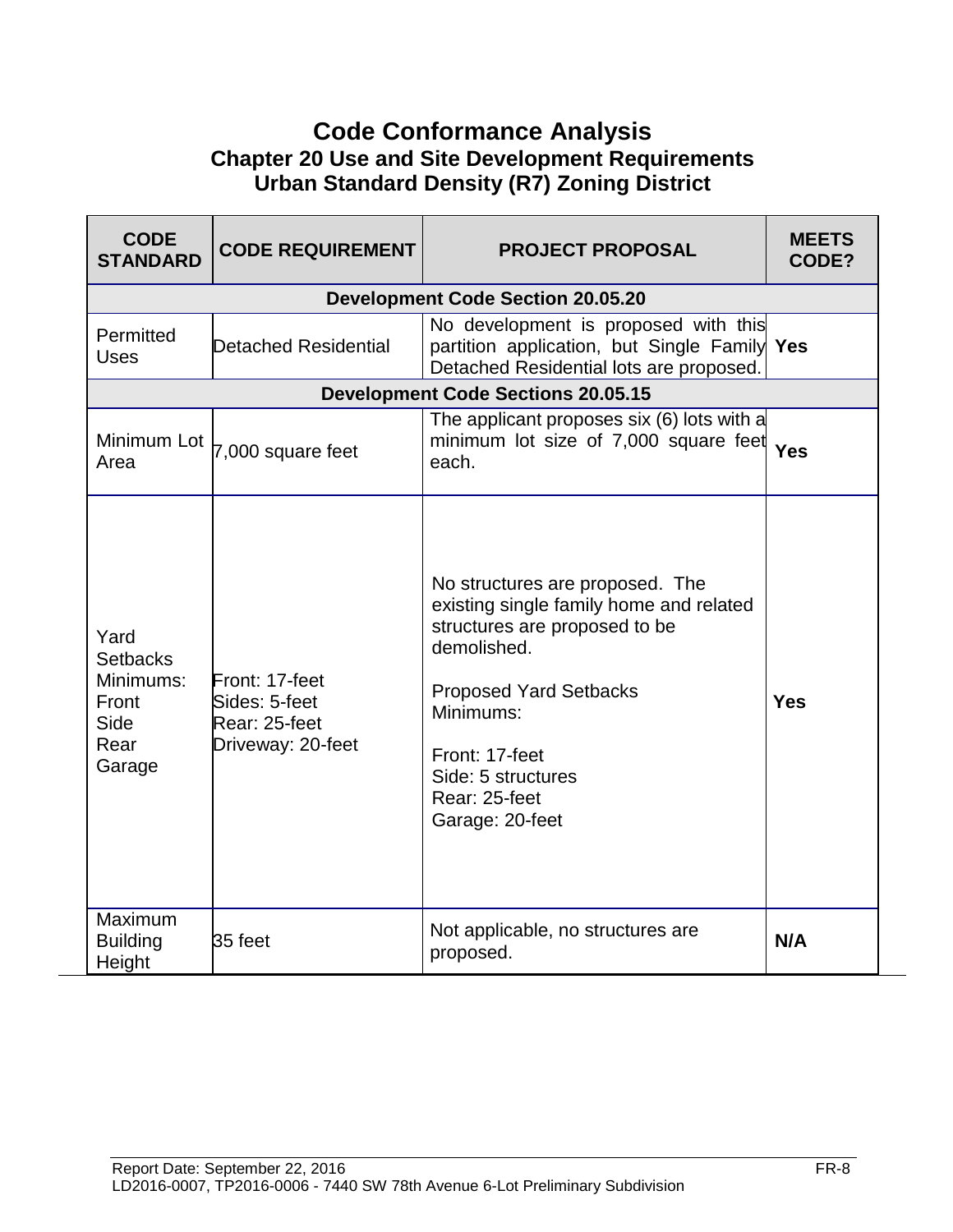# Code Conformance Analysis

## Chapter 20 Use and Site Development Requirements

## Urban Standard Density (R7) Zoning District

| CODE STANDARD | CODE REQUIREMENT | PROJECT PROPOSAL | MEETS CODE? |
|---|---|---|---|
| **Development Code Section 20.05.20** | | | |
| Permitted Uses | Detached Residential | No development is proposed with this partition application, but Single Family Detached Residential lots are proposed. | **Yes** |
| **Development Code Sections 20.05.15** | | | |
| Minimum Lot Area | 7,000 square feet | The applicant proposes six (6) lots with a minimum lot size of 7,000 square feet each. | **Yes** |
| Yard Setbacks Minimums: Front Side Rear Garage | Front: 17-feet<br>Sides: 5-feet<br>Rear: 25-feet<br>Driveway: 20-feet | No structures are proposed. The existing single family home and related structures are proposed to be demolished.<br><br>Proposed Yard Setbacks Minimums:<br><br>Front: 17-feet<br>Side: 5 structures<br>Rear: 25-feet<br>Garage: 20-feet | **Yes** |
| Maximum Building Height | 35 feet | Not applicable, no structures are proposed. | **N/A** |

Report Date: September 22, 2016
LD2016-0007, TP2016-0006 - 7440 SW 78th Avenue 6-Lot Preliminary Subdivision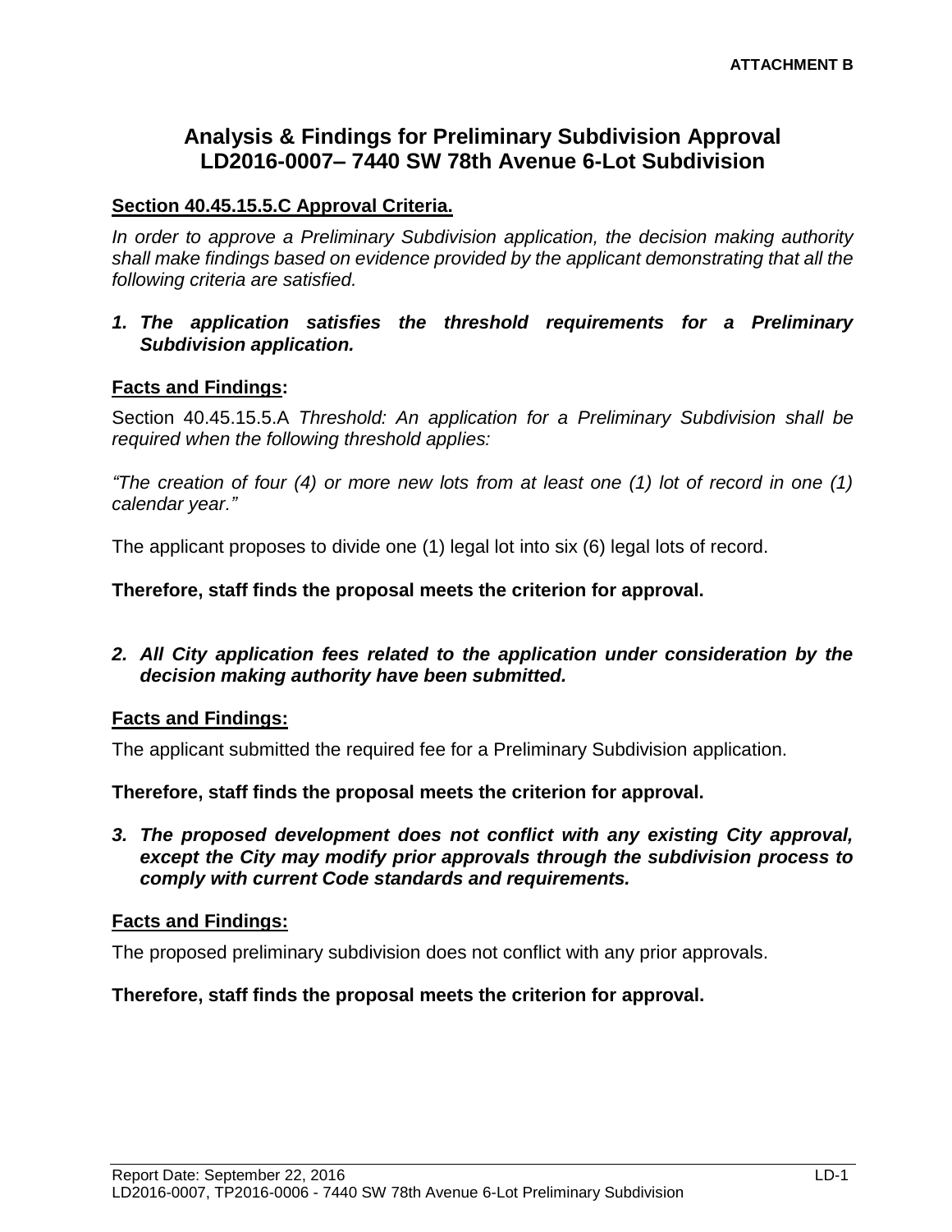**ATTACHMENT B**

# Analysis & Findings for Preliminary Subdivision Approval
# LD2016-0007– 7440 SW 78th Avenue 6-Lot Subdivision

**Section 40.45.15.5.C Approval Criteria.**

*In order to approve a Preliminary Subdivision application, the decision making authority shall make findings based on evidence provided by the applicant demonstrating that all the following criteria are satisfied.*

1. ***The application satisfies the threshold requirements for a Preliminary Subdivision application.***

**Facts and Findings:**

Section 40.45.15.5.A *Threshold: An application for a Preliminary Subdivision shall be required when the following threshold applies:*

*"The creation of four (4) or more new lots from at least one (1) lot of record in one (1) calendar year."*

The applicant proposes to divide one (1) legal lot into six (6) legal lots of record.

**Therefore, staff finds the proposal meets the criterion for approval.**

2. ***All City application fees related to the application under consideration by the decision making authority have been submitted.***

**Facts and Findings:**

The applicant submitted the required fee for a Preliminary Subdivision application.

**Therefore, staff finds the proposal meets the criterion for approval.**

3. ***The proposed development does not conflict with any existing City approval, except the City may modify prior approvals through the subdivision process to comply with current Code standards and requirements.***

**Facts and Findings:**

The proposed preliminary subdivision does not conflict with any prior approvals.

**Therefore, staff finds the proposal meets the criterion for approval.**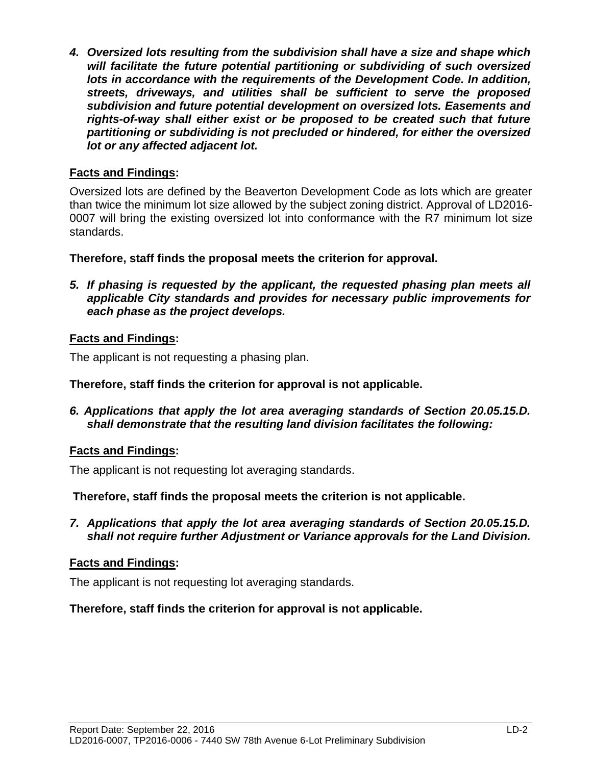4. ***Oversized lots resulting from the subdivision shall have a size and shape which will facilitate the future potential partitioning or subdividing of such oversized lots in accordance with the requirements of the Development Code. In addition, streets, driveways, and utilities shall be sufficient to serve the proposed subdivision and future potential development on oversized lots. Easements and rights-of-way shall either exist or be proposed to be created such that future partitioning or subdividing is not precluded or hindered, for either the oversized lot or any affected adjacent lot.***

**Facts and Findings:**

Oversized lots are defined by the Beaverton Development Code as lots which are greater than twice the minimum lot size allowed by the subject zoning district. Approval of LD2016-0007 will bring the existing oversized lot into conformance with the R7 minimum lot size standards.

**Therefore, staff finds the proposal meets the criterion for approval.**

5. ***If phasing is requested by the applicant, the requested phasing plan meets all applicable City standards and provides for necessary public improvements for each phase as the project develops.***

**Facts and Findings:**

The applicant is not requesting a phasing plan.

**Therefore, staff finds the criterion for approval is not applicable.**

6. ***Applications that apply the lot area averaging standards of Section 20.05.15.D. shall demonstrate that the resulting land division facilitates the following:***

**Facts and Findings:**

The applicant is not requesting lot averaging standards.

**Therefore, staff finds the proposal meets the criterion is not applicable.**

7. ***Applications that apply the lot area averaging standards of Section 20.05.15.D. shall not require further Adjustment or Variance approvals for the Land Division.***

**Facts and Findings:**

The applicant is not requesting lot averaging standards.

**Therefore, staff finds the criterion for approval is not applicable.**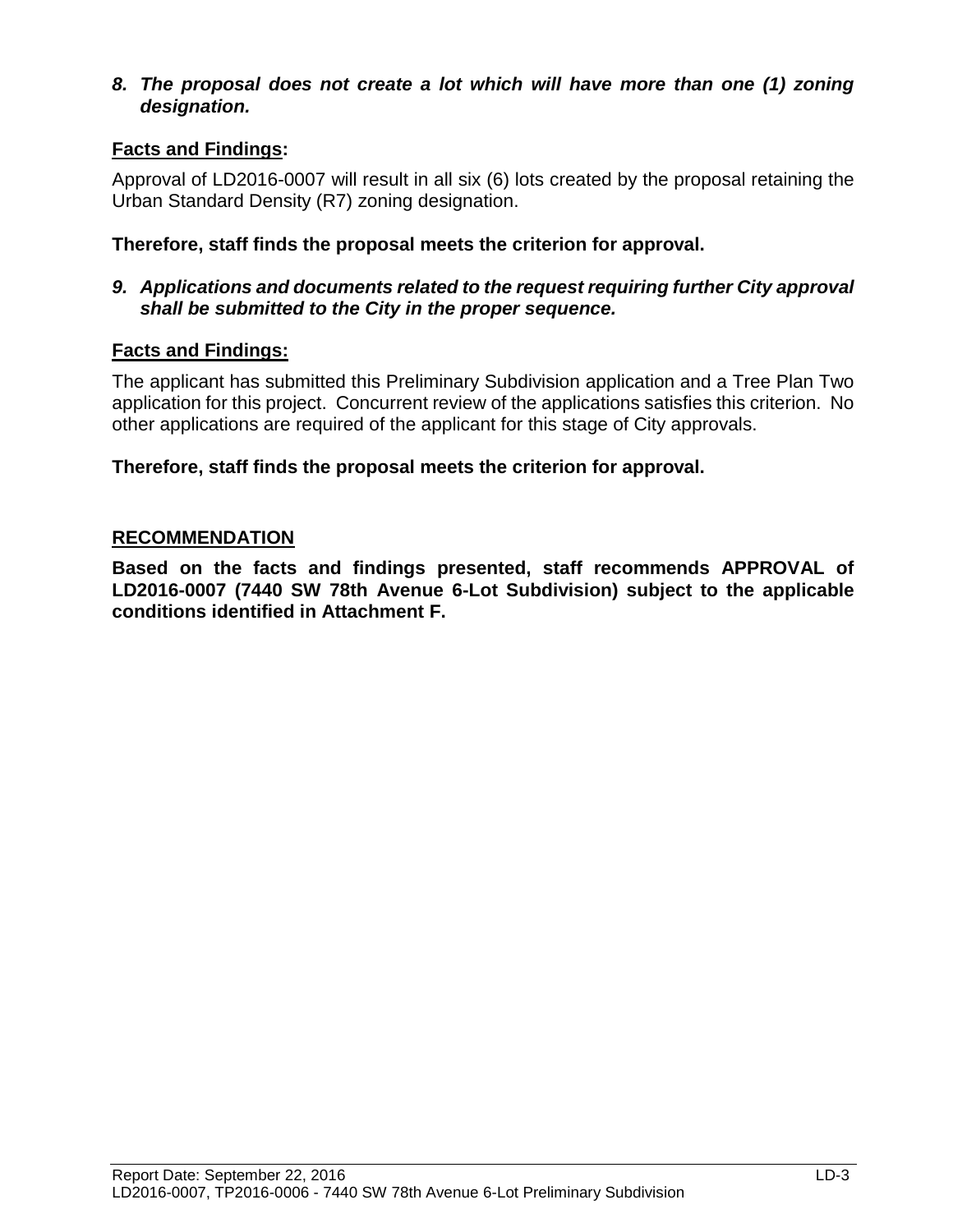8. ***The proposal does not create a lot which will have more than one (1) zoning designation.***

**Facts and Findings:**

Approval of LD2016-0007 will result in all six (6) lots created by the proposal retaining the Urban Standard Density (R7) zoning designation.

**Therefore, staff finds the proposal meets the criterion for approval.**

9. ***Applications and documents related to the request requiring further City approval shall be submitted to the City in the proper sequence.***

**Facts and Findings:**

The applicant has submitted this Preliminary Subdivision application and a Tree Plan Two application for this project. Concurrent review of the applications satisfies this criterion. No other applications are required of the applicant for this stage of City approvals.

**Therefore, staff finds the proposal meets the criterion for approval.**

**RECOMMENDATION**

**Based on the facts and findings presented, staff recommends APPROVAL of LD2016-0007 (7440 SW 78th Avenue 6-Lot Subdivision) subject to the applicable conditions identified in Attachment F.**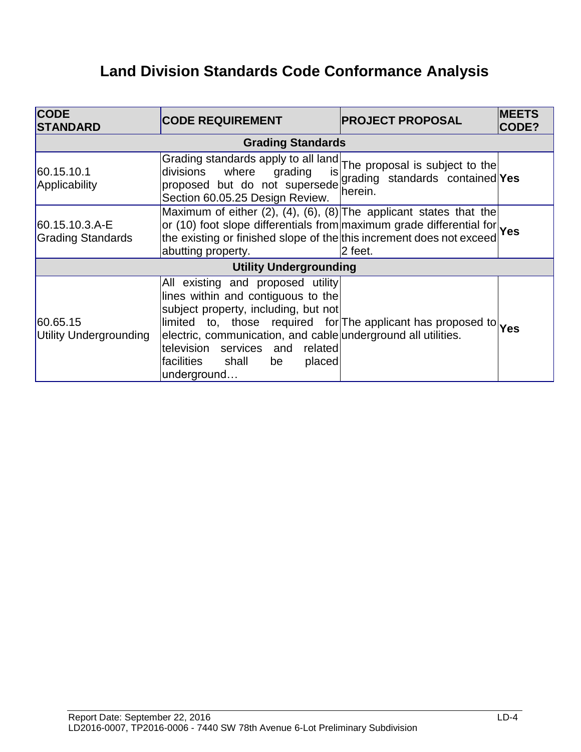# Land Division Standards Code Conformance Analysis

| CODE STANDARD | CODE REQUIREMENT | PROJECT PROPOSAL | MEETS CODE? |
|---|---|---|---|
| **Grading Standards** | | | |
| 60.15.10.1 Applicability | Grading standards apply to all land divisions where grading is proposed but do not supersede Section 60.05.25 Design Review. | The proposal is subject to the grading standards contained herein. | **Yes** |
| 60.15.10.3.A-E Grading Standards | Maximum of either (2), (4), (6), (8) or (10) foot slope differentials from the existing or finished slope of the abutting property. | The applicant states that the maximum grade differential for this increment does not exceed 2 feet. | **Yes** |
| **Utility Undergrounding** | | | |
| 60.65.15 Utility Undergrounding | All existing and proposed utility lines within and contiguous to the subject property, including, but not limited to, those required for electric, communication, and cable television services and related facilities shall be placed underground… | The applicant has proposed to underground all utilities. | **Yes** |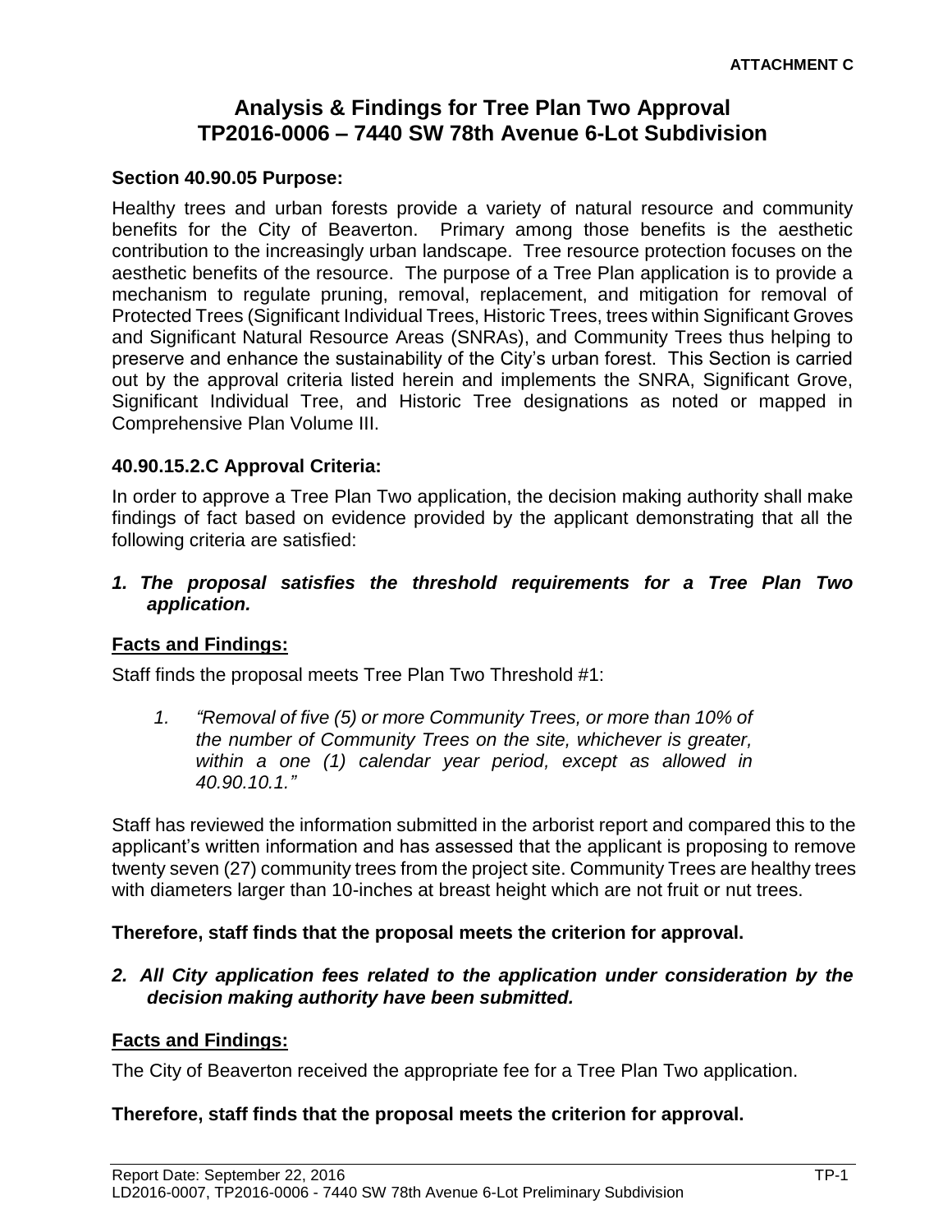**ATTACHMENT C**

# Analysis & Findings for Tree Plan Two Approval
# TP2016-0006 – 7440 SW 78th Avenue 6-Lot Subdivision

### Section 40.90.05 Purpose:

Healthy trees and urban forests provide a variety of natural resource and community benefits for the City of Beaverton. Primary among those benefits is the aesthetic contribution to the increasingly urban landscape. Tree resource protection focuses on the aesthetic benefits of the resource. The purpose of a Tree Plan application is to provide a mechanism to regulate pruning, removal, replacement, and mitigation for removal of Protected Trees (Significant Individual Trees, Historic Trees, trees within Significant Groves and Significant Natural Resource Areas (SNRAs), and Community Trees thus helping to preserve and enhance the sustainability of the City's urban forest. This Section is carried out by the approval criteria listed herein and implements the SNRA, Significant Grove, Significant Individual Tree, and Historic Tree designations as noted or mapped in Comprehensive Plan Volume III.

### 40.90.15.2.C Approval Criteria:

In order to approve a Tree Plan Two application, the decision making authority shall make findings of fact based on evidence provided by the applicant demonstrating that all the following criteria are satisfied:

***1. The proposal satisfies the threshold requirements for a Tree Plan Two application.***

**Facts and Findings:**

Staff finds the proposal meets Tree Plan Two Threshold #1:

> *1. "Removal of five (5) or more Community Trees, or more than 10% of the number of Community Trees on the site, whichever is greater, within a one (1) calendar year period, except as allowed in 40.90.10.1."*

Staff has reviewed the information submitted in the arborist report and compared this to the applicant's written information and has assessed that the applicant is proposing to remove twenty seven (27) community trees from the project site. Community Trees are healthy trees with diameters larger than 10-inches at breast height which are not fruit or nut trees.

**Therefore, staff finds that the proposal meets the criterion for approval.**

***2. All City application fees related to the application under consideration by the decision making authority have been submitted.***

**Facts and Findings:**

The City of Beaverton received the appropriate fee for a Tree Plan Two application.

**Therefore, staff finds that the proposal meets the criterion for approval.**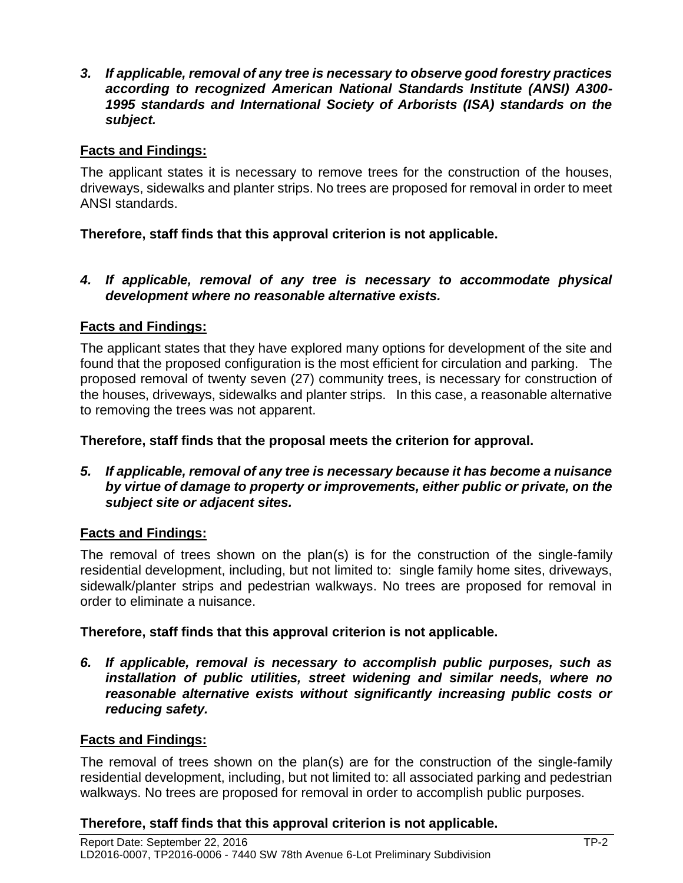3. ***If applicable, removal of any tree is necessary to observe good forestry practices according to recognized American National Standards Institute (ANSI) A300-1995 standards and International Society of Arborists (ISA) standards on the subject.***

**Facts and Findings:**

The applicant states it is necessary to remove trees for the construction of the houses, driveways, sidewalks and planter strips. No trees are proposed for removal in order to meet ANSI standards.

**Therefore, staff finds that this approval criterion is not applicable.**

4. ***If applicable, removal of any tree is necessary to accommodate physical development where no reasonable alternative exists.***

**Facts and Findings:**

The applicant states that they have explored many options for development of the site and found that the proposed configuration is the most efficient for circulation and parking. The proposed removal of twenty seven (27) community trees, is necessary for construction of the houses, driveways, sidewalks and planter strips. In this case, a reasonable alternative to removing the trees was not apparent.

**Therefore, staff finds that the proposal meets the criterion for approval.**

5. ***If applicable, removal of any tree is necessary because it has become a nuisance by virtue of damage to property or improvements, either public or private, on the subject site or adjacent sites.***

**Facts and Findings:**

The removal of trees shown on the plan(s) is for the construction of the single-family residential development, including, but not limited to: single family home sites, driveways, sidewalk/planter strips and pedestrian walkways. No trees are proposed for removal in order to eliminate a nuisance.

**Therefore, staff finds that this approval criterion is not applicable.**

6. ***If applicable, removal is necessary to accomplish public purposes, such as installation of public utilities, street widening and similar needs, where no reasonable alternative exists without significantly increasing public costs or reducing safety.***

**Facts and Findings:**

The removal of trees shown on the plan(s) are for the construction of the single-family residential development, including, but not limited to: all associated parking and pedestrian walkways. No trees are proposed for removal in order to accomplish public purposes.

**Therefore, staff finds that this approval criterion is not applicable.**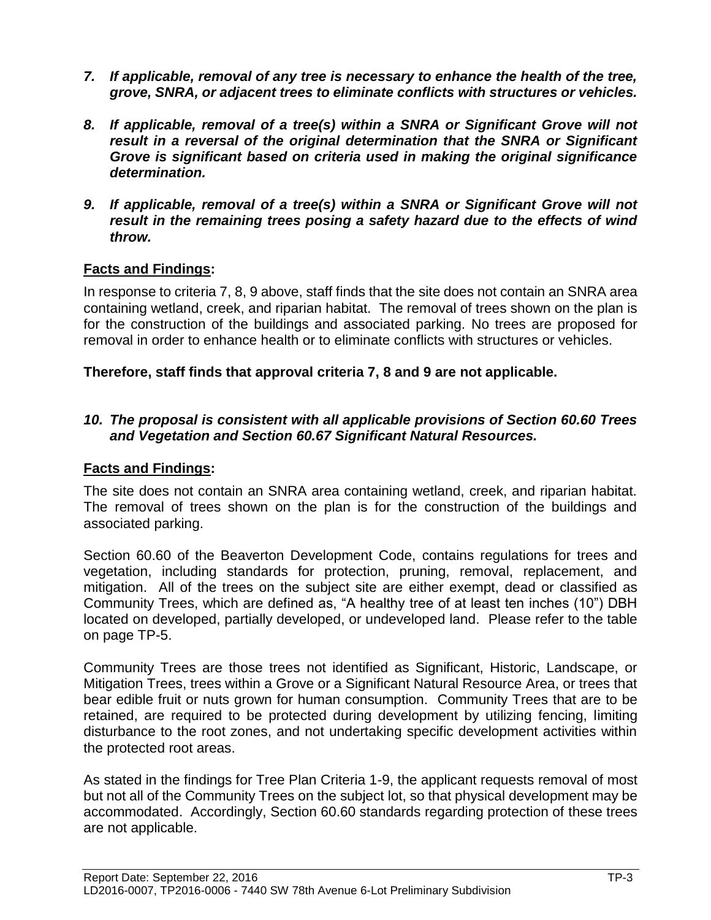7. ***If applicable, removal of any tree is necessary to enhance the health of the tree, grove, SNRA, or adjacent trees to eliminate conflicts with structures or vehicles.***

8. ***If applicable, removal of a tree(s) within a SNRA or Significant Grove will not result in a reversal of the original determination that the SNRA or Significant Grove is significant based on criteria used in making the original significance determination.***

9. ***If applicable, removal of a tree(s) within a SNRA or Significant Grove will not result in the remaining trees posing a safety hazard due to the effects of wind throw.***

**Facts and Findings:**

In response to criteria 7, 8, 9 above, staff finds that the site does not contain an SNRA area containing wetland, creek, and riparian habitat. The removal of trees shown on the plan is for the construction of the buildings and associated parking. No trees are proposed for removal in order to enhance health or to eliminate conflicts with structures or vehicles.

**Therefore, staff finds that approval criteria 7, 8 and 9 are not applicable.**

10. ***The proposal is consistent with all applicable provisions of Section 60.60 Trees and Vegetation and Section 60.67 Significant Natural Resources.***

**Facts and Findings:**

The site does not contain an SNRA area containing wetland, creek, and riparian habitat. The removal of trees shown on the plan is for the construction of the buildings and associated parking.

Section 60.60 of the Beaverton Development Code, contains regulations for trees and vegetation, including standards for protection, pruning, removal, replacement, and mitigation. All of the trees on the subject site are either exempt, dead or classified as Community Trees, which are defined as, "A healthy tree of at least ten inches (10") DBH located on developed, partially developed, or undeveloped land. Please refer to the table on page TP-5.

Community Trees are those trees not identified as Significant, Historic, Landscape, or Mitigation Trees, trees within a Grove or a Significant Natural Resource Area, or trees that bear edible fruit or nuts grown for human consumption. Community Trees that are to be retained, are required to be protected during development by utilizing fencing, limiting disturbance to the root zones, and not undertaking specific development activities within the protected root areas.

As stated in the findings for Tree Plan Criteria 1-9, the applicant requests removal of most but not all of the Community Trees on the subject lot, so that physical development may be accommodated. Accordingly, Section 60.60 standards regarding protection of these trees are not applicable.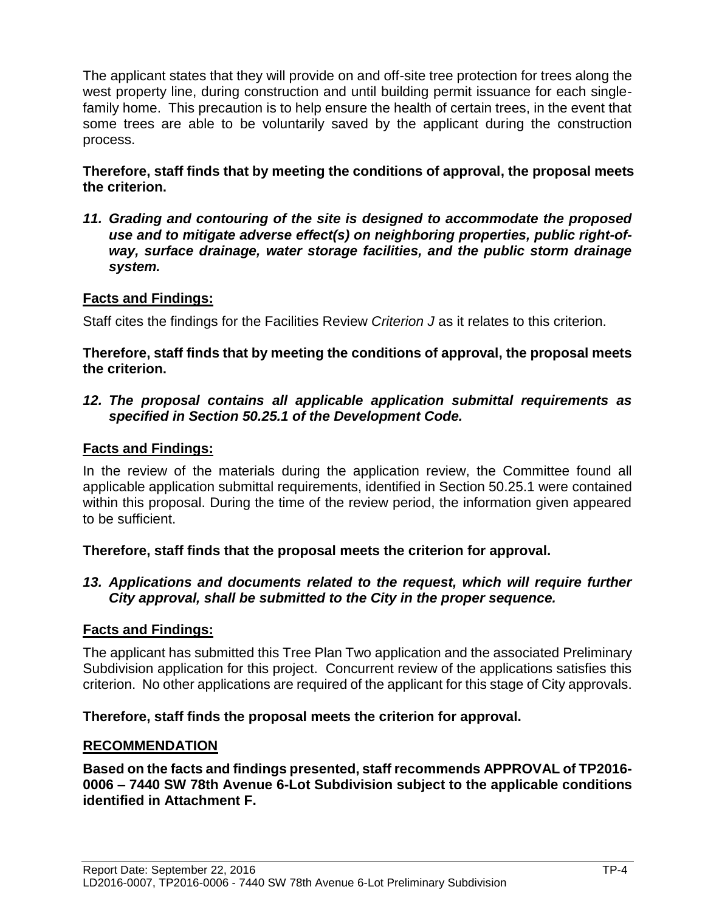The applicant states that they will provide on and off-site tree protection for trees along the west property line, during construction and until building permit issuance for each single-family home. This precaution is to help ensure the health of certain trees, in the event that some trees are able to be voluntarily saved by the applicant during the construction process.

**Therefore, staff finds that by meeting the conditions of approval, the proposal meets the criterion.**

***11. Grading and contouring of the site is designed to accommodate the proposed use and to mitigate adverse effect(s) on neighboring properties, public right-of-way, surface drainage, water storage facilities, and the public storm drainage system.***

**Facts and Findings:**

Staff cites the findings for the Facilities Review *Criterion J* as it relates to this criterion.

**Therefore, staff finds that by meeting the conditions of approval, the proposal meets the criterion.**

***12. The proposal contains all applicable application submittal requirements as specified in Section 50.25.1 of the Development Code.***

**Facts and Findings:**

In the review of the materials during the application review, the Committee found all applicable application submittal requirements, identified in Section 50.25.1 were contained within this proposal. During the time of the review period, the information given appeared to be sufficient.

**Therefore, staff finds that the proposal meets the criterion for approval.**

***13. Applications and documents related to the request, which will require further City approval, shall be submitted to the City in the proper sequence.***

**Facts and Findings:**

The applicant has submitted this Tree Plan Two application and the associated Preliminary Subdivision application for this project. Concurrent review of the applications satisfies this criterion. No other applications are required of the applicant for this stage of City approvals.

**Therefore, staff finds the proposal meets the criterion for approval.**

**RECOMMENDATION**

**Based on the facts and findings presented, staff recommends APPROVAL of TP2016-0006 – 7440 SW 78th Avenue 6-Lot Subdivision subject to the applicable conditions identified in Attachment F.**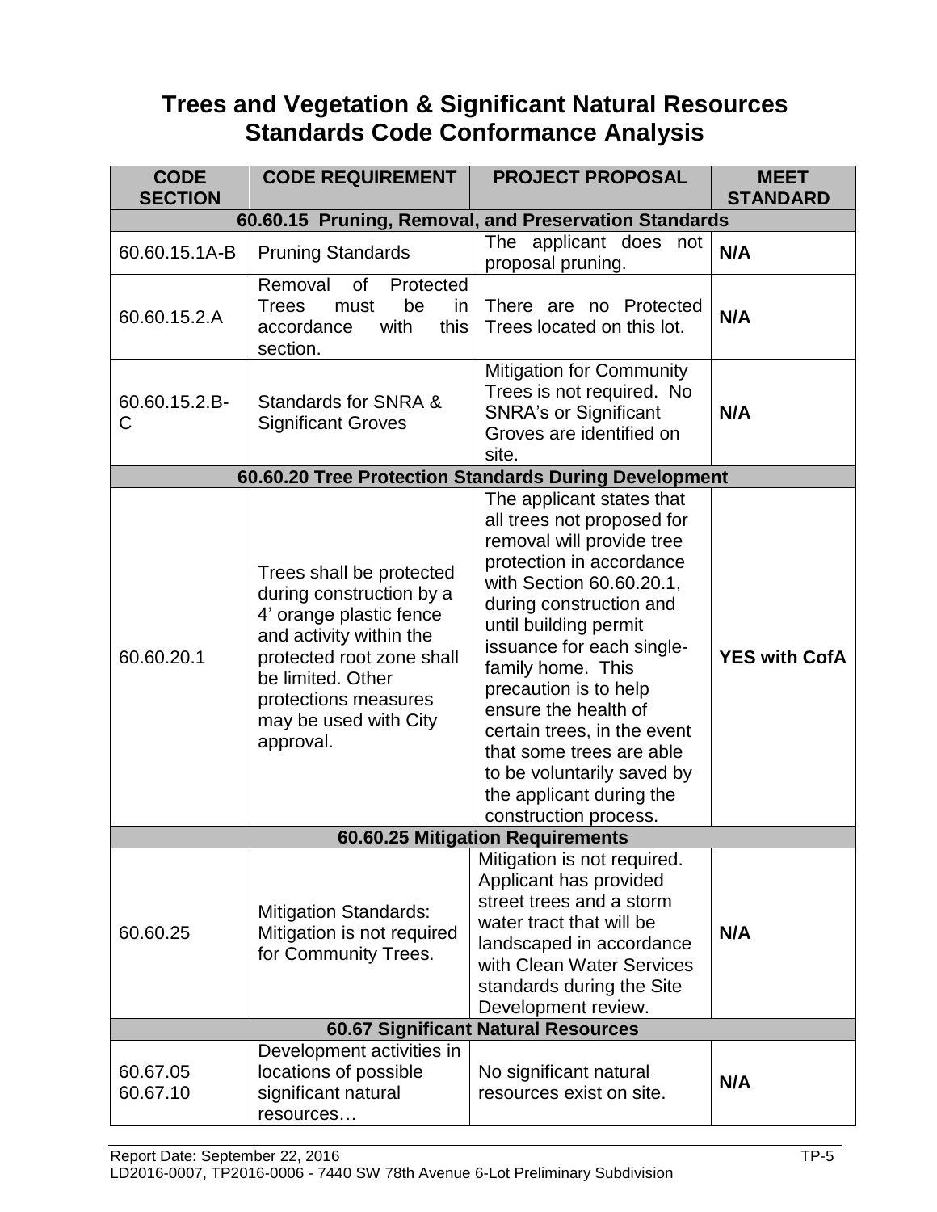# Trees and Vegetation & Significant Natural Resources Standards Code Conformance Analysis

| CODE SECTION | CODE REQUIREMENT | PROJECT PROPOSAL | MEET STANDARD |
|---|---|---|---|
| **60.60.15 Pruning, Removal, and Preservation Standards** | | | |
| 60.60.15.1A-B | Pruning Standards | The applicant does not proposal pruning. | **N/A** |
| 60.60.15.2.A | Removal of Protected Trees must be in accordance with this section. | There are no Protected Trees located on this lot. | **N/A** |
| 60.60.15.2.B-C | Standards for SNRA & Significant Groves | Mitigation for Community Trees is not required. No SNRA's or Significant Groves are identified on site. | **N/A** |
| **60.60.20 Tree Protection Standards During Development** | | | |
| 60.60.20.1 | Trees shall be protected during construction by a 4' orange plastic fence and activity within the protected root zone shall be limited. Other protections measures may be used with City approval. | The applicant states that all trees not proposed for removal will provide tree protection in accordance with Section 60.60.20.1, during construction and until building permit issuance for each single-family home. This precaution is to help ensure the health of certain trees, in the event that some trees are able to be voluntarily saved by the applicant during the construction process. | **YES with CofA** |
| **60.60.25 Mitigation Requirements** | | | |
| 60.60.25 | Mitigation Standards: Mitigation is not required for Community Trees. | Mitigation is not required. Applicant has provided street trees and a storm water tract that will be landscaped in accordance with Clean Water Services standards during the Site Development review. | **N/A** |
| **60.67 Significant Natural Resources** | | | |
| 60.67.05 60.67.10 | Development activities in locations of possible significant natural resources… | No significant natural resources exist on site. | **N/A** |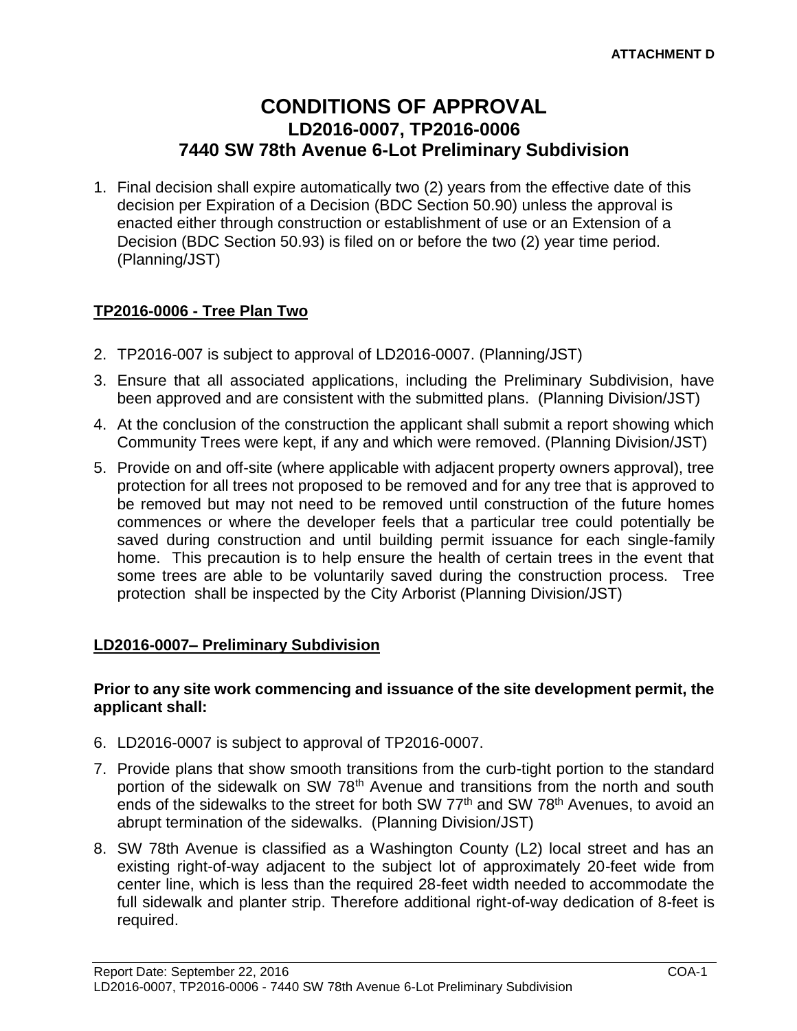ATTACHMENT D

# CONDITIONS OF APPROVAL
## LD2016-0007, TP2016-0006
## 7440 SW 78th Avenue 6-Lot Preliminary Subdivision

1. Final decision shall expire automatically two (2) years from the effective date of this decision per Expiration of a Decision (BDC Section 50.90) unless the approval is enacted either through construction or establishment of use or an Extension of a Decision (BDC Section 50.93) is filed on or before the two (2) year time period. (Planning/JST)

**TP2016-0006 - Tree Plan Two**

2. TP2016-007 is subject to approval of LD2016-0007. (Planning/JST)
3. Ensure that all associated applications, including the Preliminary Subdivision, have been approved and are consistent with the submitted plans. (Planning Division/JST)
4. At the conclusion of the construction the applicant shall submit a report showing which Community Trees were kept, if any and which were removed. (Planning Division/JST)
5. Provide on and off-site (where applicable with adjacent property owners approval), tree protection for all trees not proposed to be removed and for any tree that is approved to be removed but may not need to be removed until construction of the future homes commences or where the developer feels that a particular tree could potentially be saved during construction and until building permit issuance for each single-family home. This precaution is to help ensure the health of certain trees in the event that some trees are able to be voluntarily saved during the construction process. Tree protection shall be inspected by the City Arborist (Planning Division/JST)

**LD2016-0007– Preliminary Subdivision**

**Prior to any site work commencing and issuance of the site development permit, the applicant shall:**

6. LD2016-0007 is subject to approval of TP2016-0007.
7. Provide plans that show smooth transitions from the curb-tight portion to the standard portion of the sidewalk on SW 78th Avenue and transitions from the north and south ends of the sidewalks to the street for both SW 77th and SW 78th Avenues, to avoid an abrupt termination of the sidewalks. (Planning Division/JST)
8. SW 78th Avenue is classified as a Washington County (L2) local street and has an existing right-of-way adjacent to the subject lot of approximately 20-feet wide from center line, which is less than the required 28-feet width needed to accommodate the full sidewalk and planter strip. Therefore additional right-of-way dedication of 8-feet is required.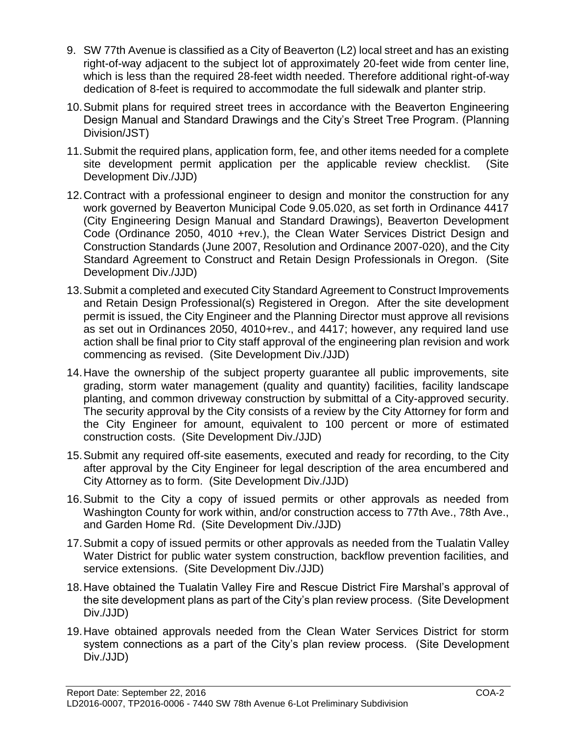9. SW 77th Avenue is classified as a City of Beaverton (L2) local street and has an existing right-of-way adjacent to the subject lot of approximately 20-feet wide from center line, which is less than the required 28-feet width needed. Therefore additional right-of-way dedication of 8-feet is required to accommodate the full sidewalk and planter strip.

10. Submit plans for required street trees in accordance with the Beaverton Engineering Design Manual and Standard Drawings and the City's Street Tree Program. (Planning Division/JST)

11. Submit the required plans, application form, fee, and other items needed for a complete site development permit application per the applicable review checklist. (Site Development Div./JJD)

12. Contract with a professional engineer to design and monitor the construction for any work governed by Beaverton Municipal Code 9.05.020, as set forth in Ordinance 4417 (City Engineering Design Manual and Standard Drawings), Beaverton Development Code (Ordinance 2050, 4010 +rev.), the Clean Water Services District Design and Construction Standards (June 2007, Resolution and Ordinance 2007-020), and the City Standard Agreement to Construct and Retain Design Professionals in Oregon. (Site Development Div./JJD)

13. Submit a completed and executed City Standard Agreement to Construct Improvements and Retain Design Professional(s) Registered in Oregon. After the site development permit is issued, the City Engineer and the Planning Director must approve all revisions as set out in Ordinances 2050, 4010+rev., and 4417; however, any required land use action shall be final prior to City staff approval of the engineering plan revision and work commencing as revised. (Site Development Div./JJD)

14. Have the ownership of the subject property guarantee all public improvements, site grading, storm water management (quality and quantity) facilities, facility landscape planting, and common driveway construction by submittal of a City-approved security. The security approval by the City consists of a review by the City Attorney for form and the City Engineer for amount, equivalent to 100 percent or more of estimated construction costs. (Site Development Div./JJD)

15. Submit any required off-site easements, executed and ready for recording, to the City after approval by the City Engineer for legal description of the area encumbered and City Attorney as to form. (Site Development Div./JJD)

16. Submit to the City a copy of issued permits or other approvals as needed from Washington County for work within, and/or construction access to 77th Ave., 78th Ave., and Garden Home Rd. (Site Development Div./JJD)

17. Submit a copy of issued permits or other approvals as needed from the Tualatin Valley Water District for public water system construction, backflow prevention facilities, and service extensions. (Site Development Div./JJD)

18. Have obtained the Tualatin Valley Fire and Rescue District Fire Marshal's approval of the site development plans as part of the City's plan review process. (Site Development Div./JJD)

19. Have obtained approvals needed from the Clean Water Services District for storm system connections as a part of the City's plan review process. (Site Development Div./JJD)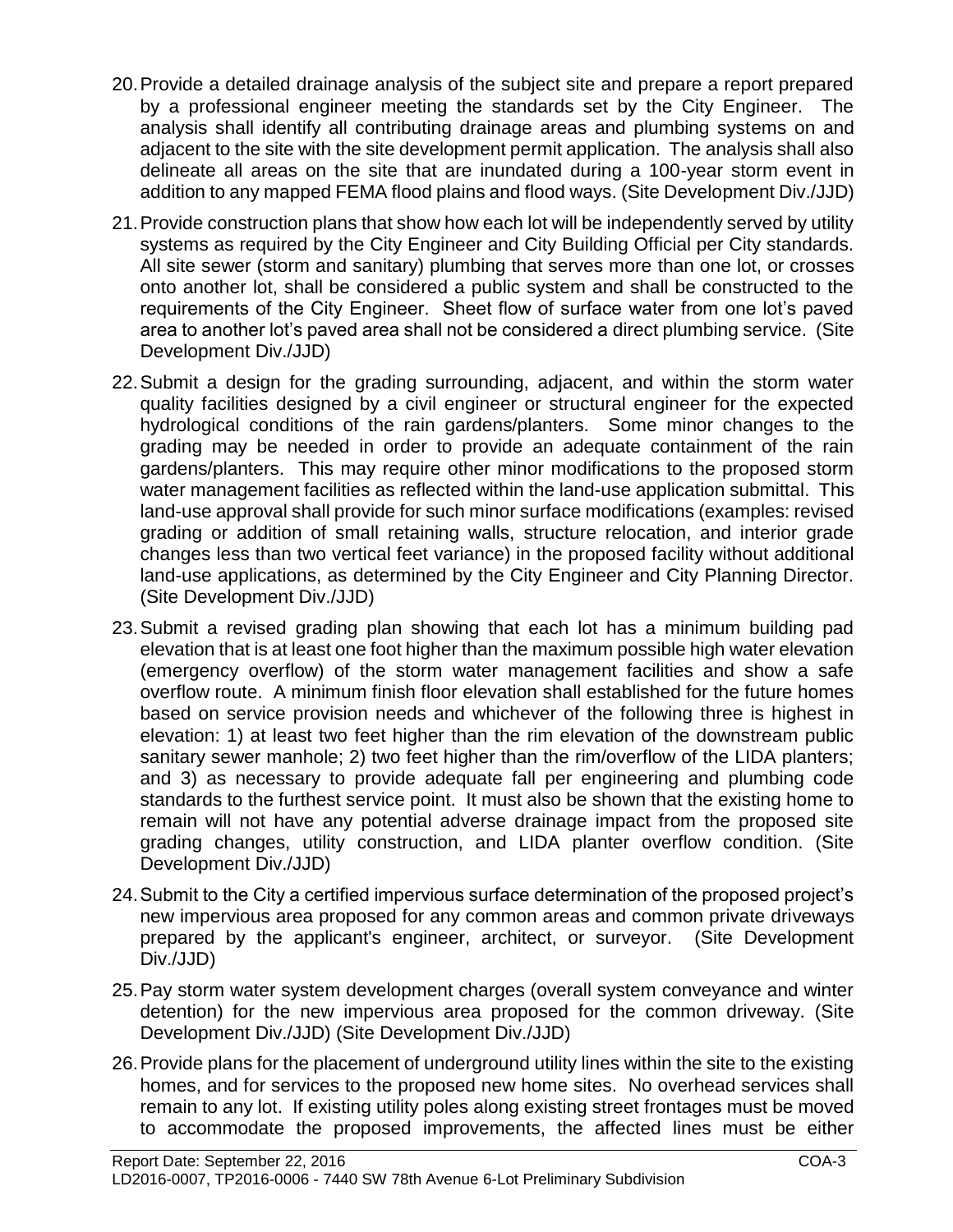20. Provide a detailed drainage analysis of the subject site and prepare a report prepared by a professional engineer meeting the standards set by the City Engineer. The analysis shall identify all contributing drainage areas and plumbing systems on and adjacent to the site with the site development permit application. The analysis shall also delineate all areas on the site that are inundated during a 100-year storm event in addition to any mapped FEMA flood plains and flood ways. (Site Development Div./JJD)

21. Provide construction plans that show how each lot will be independently served by utility systems as required by the City Engineer and City Building Official per City standards. All site sewer (storm and sanitary) plumbing that serves more than one lot, or crosses onto another lot, shall be considered a public system and shall be constructed to the requirements of the City Engineer. Sheet flow of surface water from one lot's paved area to another lot's paved area shall not be considered a direct plumbing service. (Site Development Div./JJD)

22. Submit a design for the grading surrounding, adjacent, and within the storm water quality facilities designed by a civil engineer or structural engineer for the expected hydrological conditions of the rain gardens/planters. Some minor changes to the grading may be needed in order to provide an adequate containment of the rain gardens/planters. This may require other minor modifications to the proposed storm water management facilities as reflected within the land-use application submittal. This land-use approval shall provide for such minor surface modifications (examples: revised grading or addition of small retaining walls, structure relocation, and interior grade changes less than two vertical feet variance) in the proposed facility without additional land-use applications, as determined by the City Engineer and City Planning Director. (Site Development Div./JJD)

23. Submit a revised grading plan showing that each lot has a minimum building pad elevation that is at least one foot higher than the maximum possible high water elevation (emergency overflow) of the storm water management facilities and show a safe overflow route. A minimum finish floor elevation shall established for the future homes based on service provision needs and whichever of the following three is highest in elevation: 1) at least two feet higher than the rim elevation of the downstream public sanitary sewer manhole; 2) two feet higher than the rim/overflow of the LIDA planters; and 3) as necessary to provide adequate fall per engineering and plumbing code standards to the furthest service point. It must also be shown that the existing home to remain will not have any potential adverse drainage impact from the proposed site grading changes, utility construction, and LIDA planter overflow condition. (Site Development Div./JJD)

24. Submit to the City a certified impervious surface determination of the proposed project's new impervious area proposed for any common areas and common private driveways prepared by the applicant's engineer, architect, or surveyor. (Site Development Div./JJD)

25. Pay storm water system development charges (overall system conveyance and winter detention) for the new impervious area proposed for the common driveway. (Site Development Div./JJD) (Site Development Div./JJD)

26. Provide plans for the placement of underground utility lines within the site to the existing homes, and for services to the proposed new home sites. No overhead services shall remain to any lot. If existing utility poles along existing street frontages must be moved to accommodate the proposed improvements, the affected lines must be either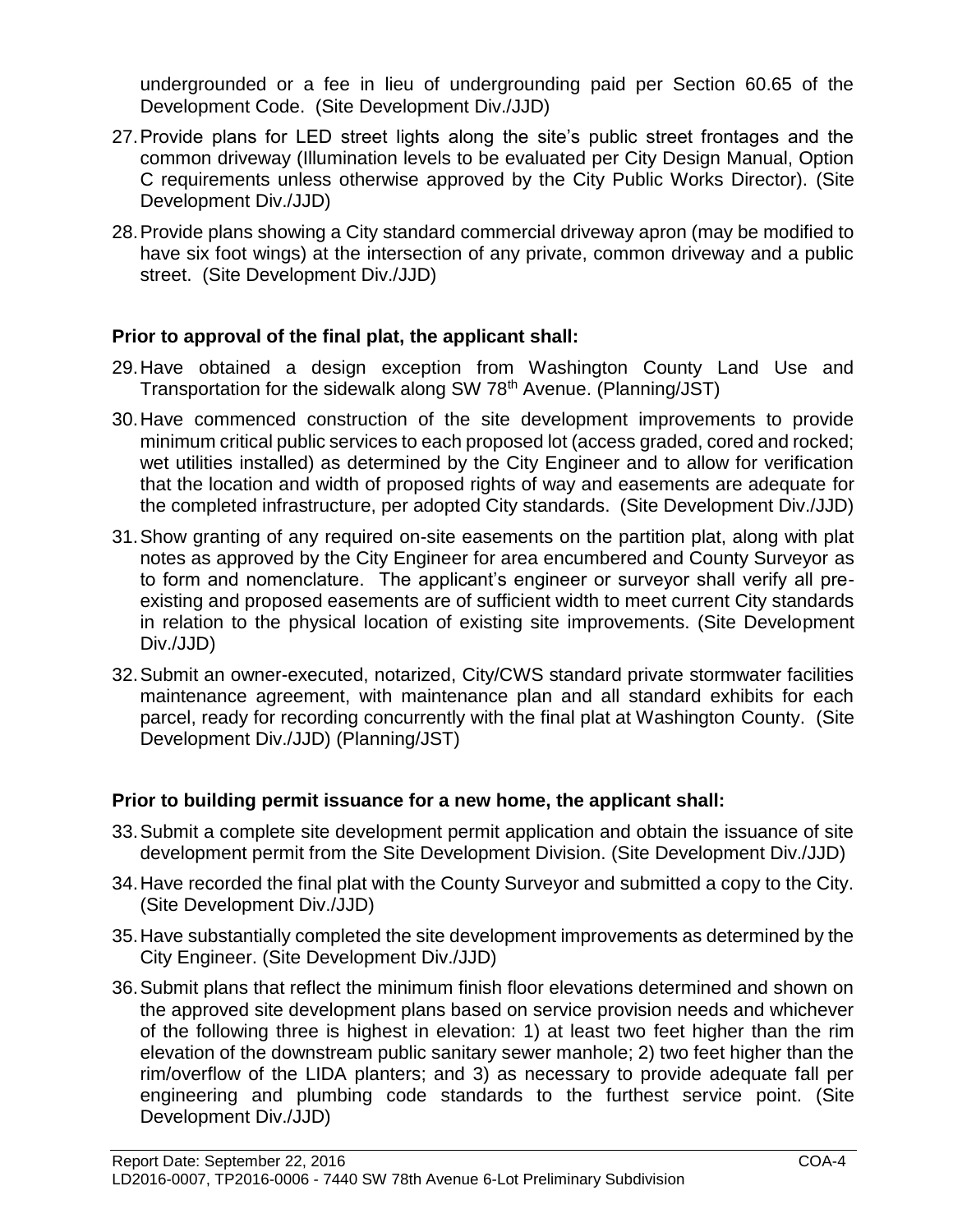undergrounded or a fee in lieu of undergrounding paid per Section 60.65 of the Development Code. (Site Development Div./JJD)

27. Provide plans for LED street lights along the site's public street frontages and the common driveway (Illumination levels to be evaluated per City Design Manual, Option C requirements unless otherwise approved by the City Public Works Director). (Site Development Div./JJD)

28. Provide plans showing a City standard commercial driveway apron (may be modified to have six foot wings) at the intersection of any private, common driveway and a public street. (Site Development Div./JJD)

**Prior to approval of the final plat, the applicant shall:**

29. Have obtained a design exception from Washington County Land Use and Transportation for the sidewalk along SW 78th Avenue. (Planning/JST)

30. Have commenced construction of the site development improvements to provide minimum critical public services to each proposed lot (access graded, cored and rocked; wet utilities installed) as determined by the City Engineer and to allow for verification that the location and width of proposed rights of way and easements are adequate for the completed infrastructure, per adopted City standards. (Site Development Div./JJD)

31. Show granting of any required on-site easements on the partition plat, along with plat notes as approved by the City Engineer for area encumbered and County Surveyor as to form and nomenclature. The applicant's engineer or surveyor shall verify all pre-existing and proposed easements are of sufficient width to meet current City standards in relation to the physical location of existing site improvements. (Site Development Div./JJD)

32. Submit an owner-executed, notarized, City/CWS standard private stormwater facilities maintenance agreement, with maintenance plan and all standard exhibits for each parcel, ready for recording concurrently with the final plat at Washington County. (Site Development Div./JJD) (Planning/JST)

**Prior to building permit issuance for a new home, the applicant shall:**

33. Submit a complete site development permit application and obtain the issuance of site development permit from the Site Development Division. (Site Development Div./JJD)

34. Have recorded the final plat with the County Surveyor and submitted a copy to the City. (Site Development Div./JJD)

35. Have substantially completed the site development improvements as determined by the City Engineer. (Site Development Div./JJD)

36. Submit plans that reflect the minimum finish floor elevations determined and shown on the approved site development plans based on service provision needs and whichever of the following three is highest in elevation: 1) at least two feet higher than the rim elevation of the downstream public sanitary sewer manhole; 2) two feet higher than the rim/overflow of the LIDA planters; and 3) as necessary to provide adequate fall per engineering and plumbing code standards to the furthest service point. (Site Development Div./JJD)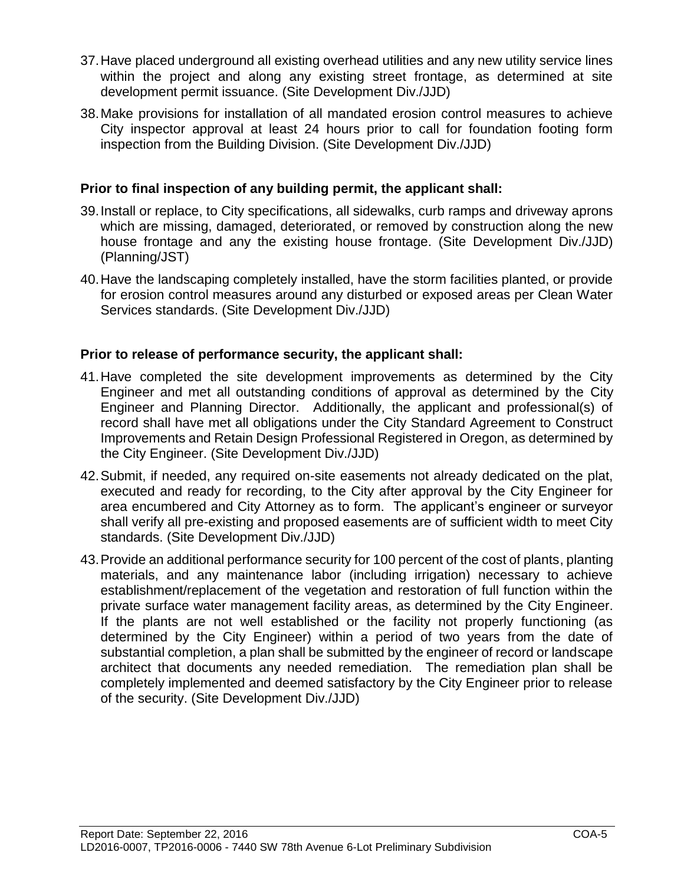37. Have placed underground all existing overhead utilities and any new utility service lines within the project and along any existing street frontage, as determined at site development permit issuance. (Site Development Div./JJD)

38. Make provisions for installation of all mandated erosion control measures to achieve City inspector approval at least 24 hours prior to call for foundation footing form inspection from the Building Division. (Site Development Div./JJD)

### Prior to final inspection of any building permit, the applicant shall:

39. Install or replace, to City specifications, all sidewalks, curb ramps and driveway aprons which are missing, damaged, deteriorated, or removed by construction along the new house frontage and any the existing house frontage. (Site Development Div./JJD) (Planning/JST)

40. Have the landscaping completely installed, have the storm facilities planted, or provide for erosion control measures around any disturbed or exposed areas per Clean Water Services standards. (Site Development Div./JJD)

### Prior to release of performance security, the applicant shall:

41. Have completed the site development improvements as determined by the City Engineer and met all outstanding conditions of approval as determined by the City Engineer and Planning Director. Additionally, the applicant and professional(s) of record shall have met all obligations under the City Standard Agreement to Construct Improvements and Retain Design Professional Registered in Oregon, as determined by the City Engineer. (Site Development Div./JJD)

42. Submit, if needed, any required on-site easements not already dedicated on the plat, executed and ready for recording, to the City after approval by the City Engineer for area encumbered and City Attorney as to form. The applicant's engineer or surveyor shall verify all pre-existing and proposed easements are of sufficient width to meet City standards. (Site Development Div./JJD)

43. Provide an additional performance security for 100 percent of the cost of plants, planting materials, and any maintenance labor (including irrigation) necessary to achieve establishment/replacement of the vegetation and restoration of full function within the private surface water management facility areas, as determined by the City Engineer. If the plants are not well established or the facility not properly functioning (as determined by the City Engineer) within a period of two years from the date of substantial completion, a plan shall be submitted by the engineer of record or landscape architect that documents any needed remediation. The remediation plan shall be completely implemented and deemed satisfactory by the City Engineer prior to release of the security. (Site Development Div./JJD)